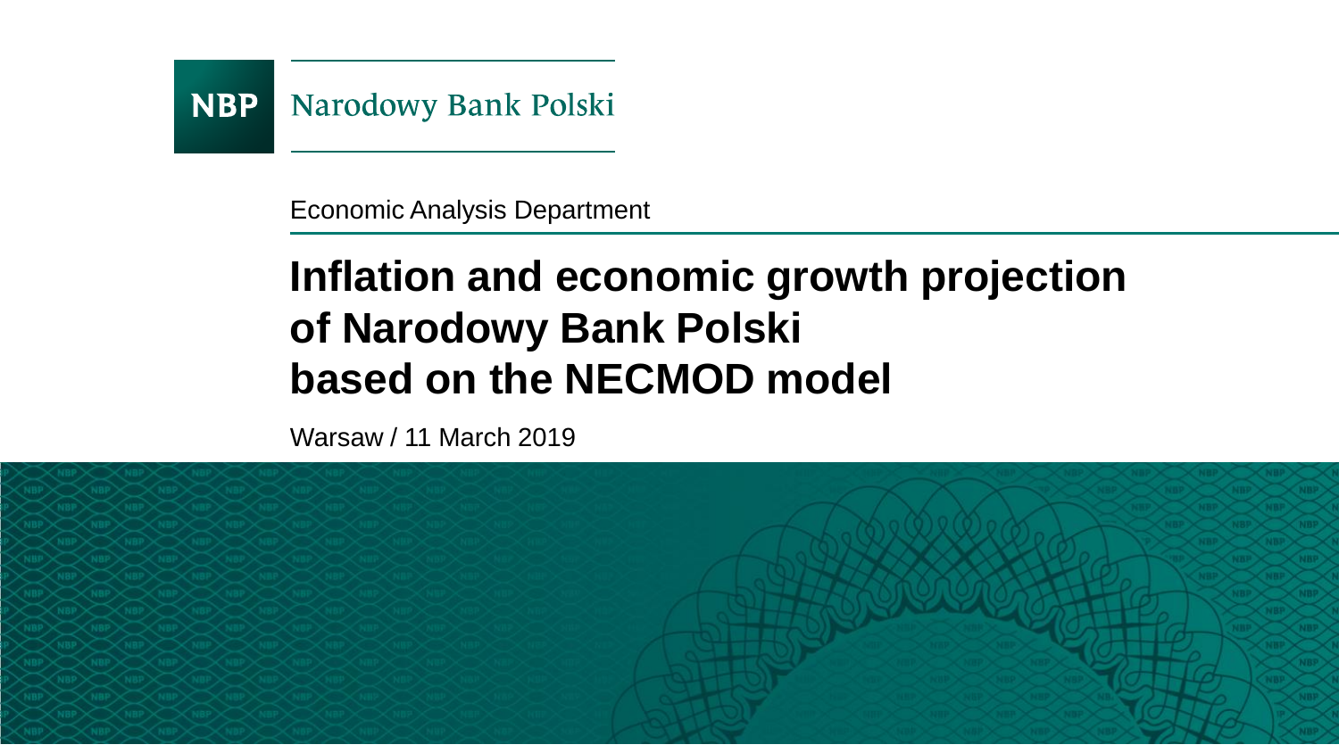NBP Narodowy Bank Polski

Economic Analysis Department

# Inflation and economic growth projection of Narodowy Bank Polski based on the NECMOD model

Warsaw / 11 March 2019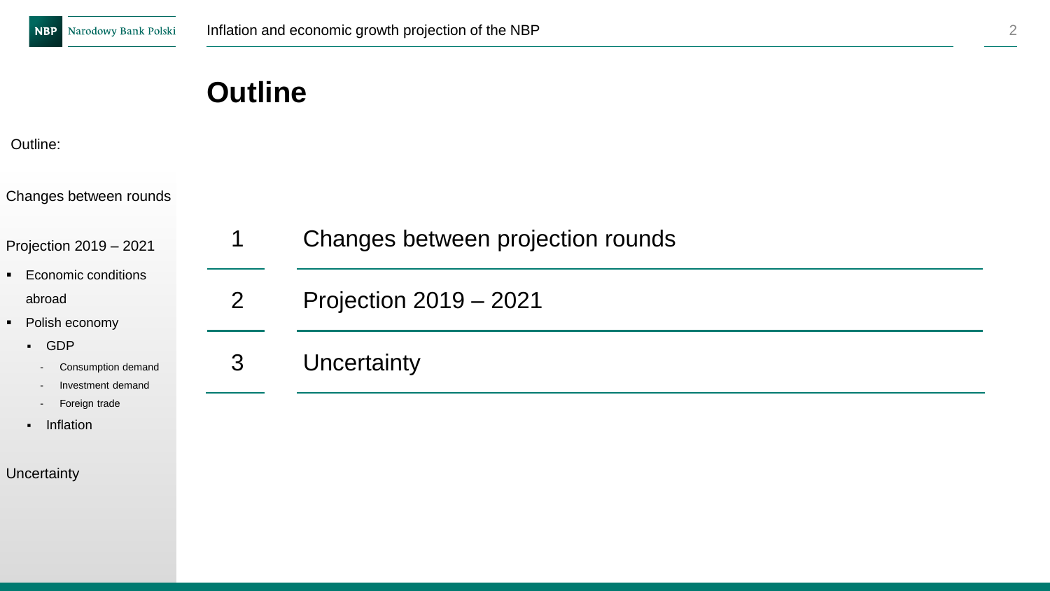# Outline

Outline:

Changes between rounds

Projection 2019 – 2021

- Economic conditions abroad
- Polish economy
  - GDP
    - Consumption demand
    - Investment demand
    - Foreign trade
  - Inflation

Uncertainty

| | |
|---|---|
| 1 | Changes between projection rounds |
| 2 | Projection 2019 – 2021 |
| 3 | Uncertainty |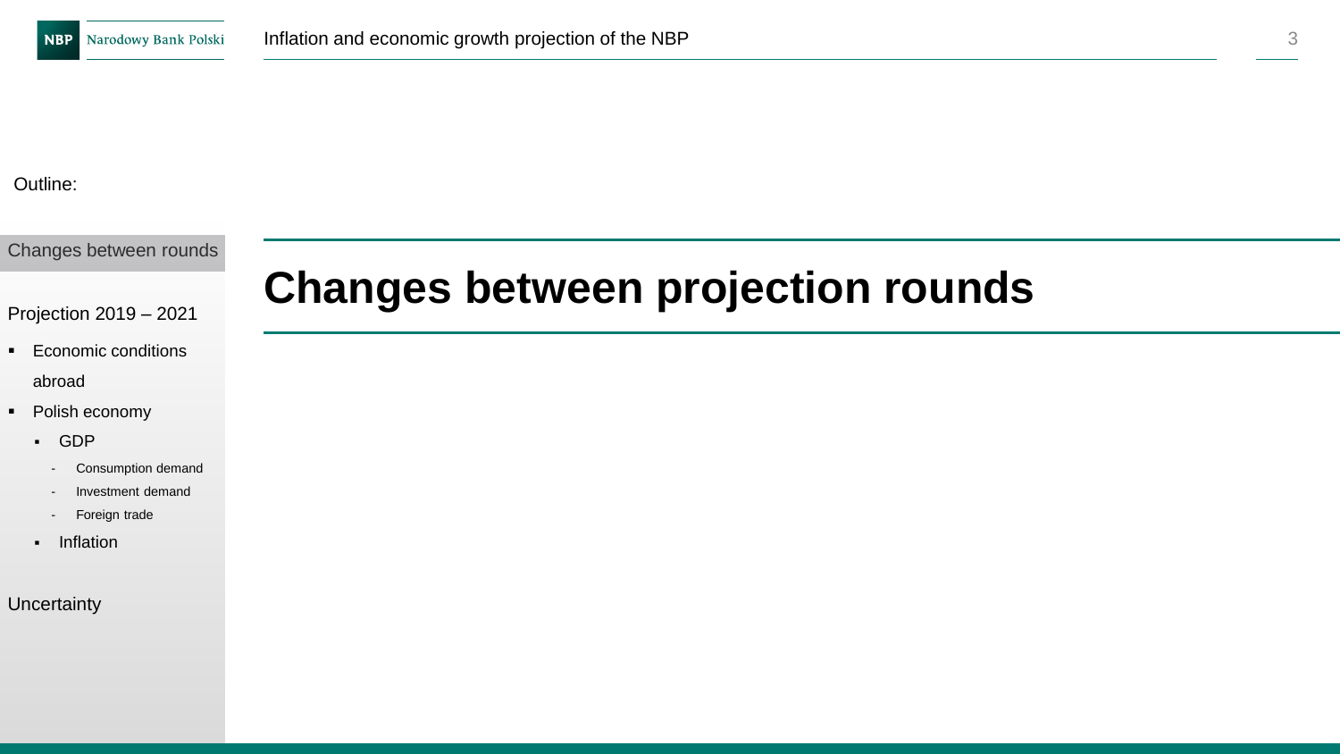Outline:

- Changes between rounds
- Projection 2019 – 2021
  - Economic conditions abroad
  - Polish economy
    - GDP
      - Consumption demand
      - Investment demand
      - Foreign trade
    - Inflation
- Uncertainty

# Changes between projection rounds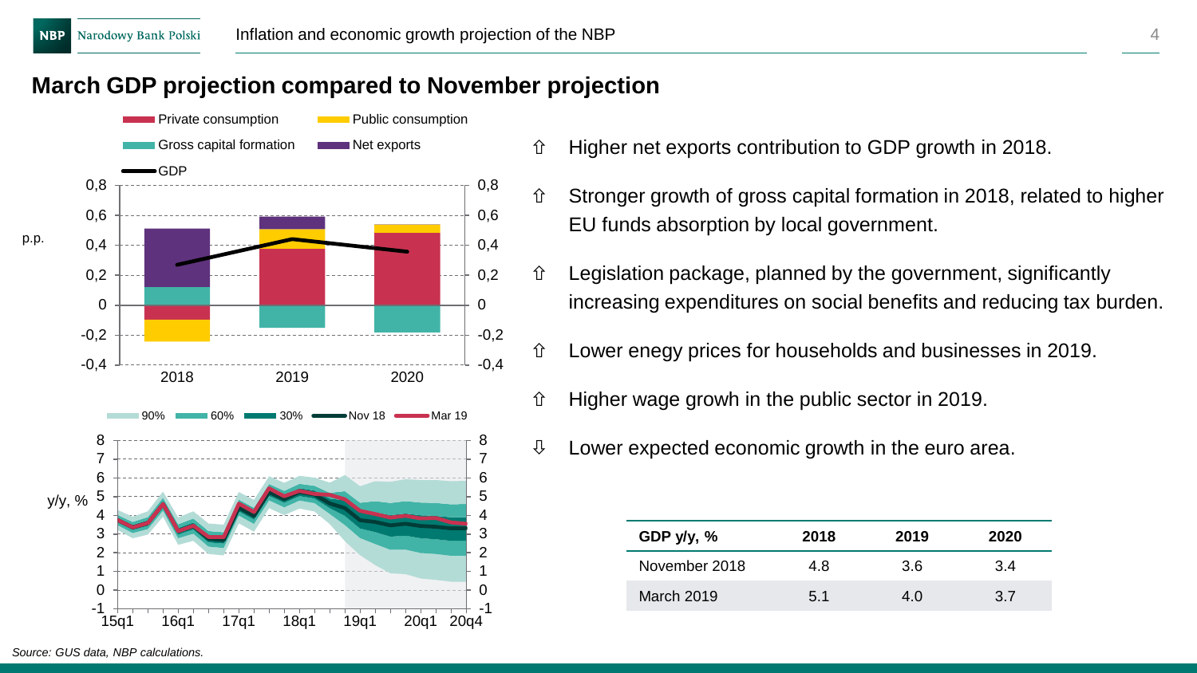## March GDP projection compared to November projection

- ⇧ Higher net exports contribution to GDP growth in 2018.
- ⇧ Stronger growth of gross capital formation in 2018, related to higher EU funds absorption by local government.
- ⇧ Legislation package, planned by the government, significantly increasing expenditures on social benefits and reducing tax burden.
- ⇧ Lower enegy prices for households and businesses in 2019.
- ⇧ Higher wage growh in the public sector in 2019.
- ⇩ Lower expected economic growth in the euro area.

| GDP y/y, % | 2018 | 2019 | 2020 |
|---|---|---|---|
| November 2018 | 4.8 | 3.6 | 3.4 |
| March 2019 | 5.1 | 4.0 | 3.7 |

*Source: GUS data, NBP calculations.*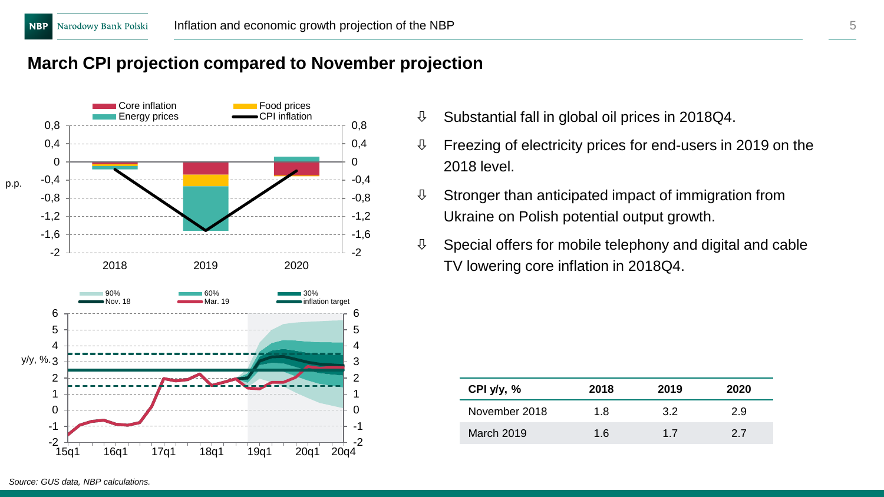## March CPI projection compared to November projection

- Substantial fall in global oil prices in 2018Q4.
- Freezing of electricity prices for end-users in 2019 on the 2018 level.
- Stronger than anticipated impact of immigration from Ukraine on Polish potential output growth.
- Special offers for mobile telephony and digital and cable TV lowering core inflation in 2018Q4.

| CPI y/y, % | 2018 | 2019 | 2020 |
| --- | --- | --- | --- |
| November 2018 | 1.8 | 3.2 | 2.9 |
| March 2019 | 1.6 | 1.7 | 2.7 |

*Source: GUS data, NBP calculations.*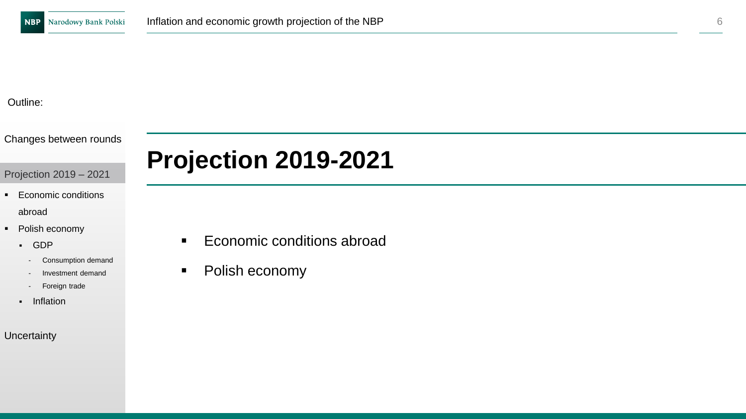Outline:

Changes between rounds

Projection 2019 – 2021

- Economic conditions abroad
- Polish economy
  - GDP
    - Consumption demand
    - Investment demand
    - Foreign trade
  - Inflation

Uncertainty

# Projection 2019-2021

- Economic conditions abroad
- Polish economy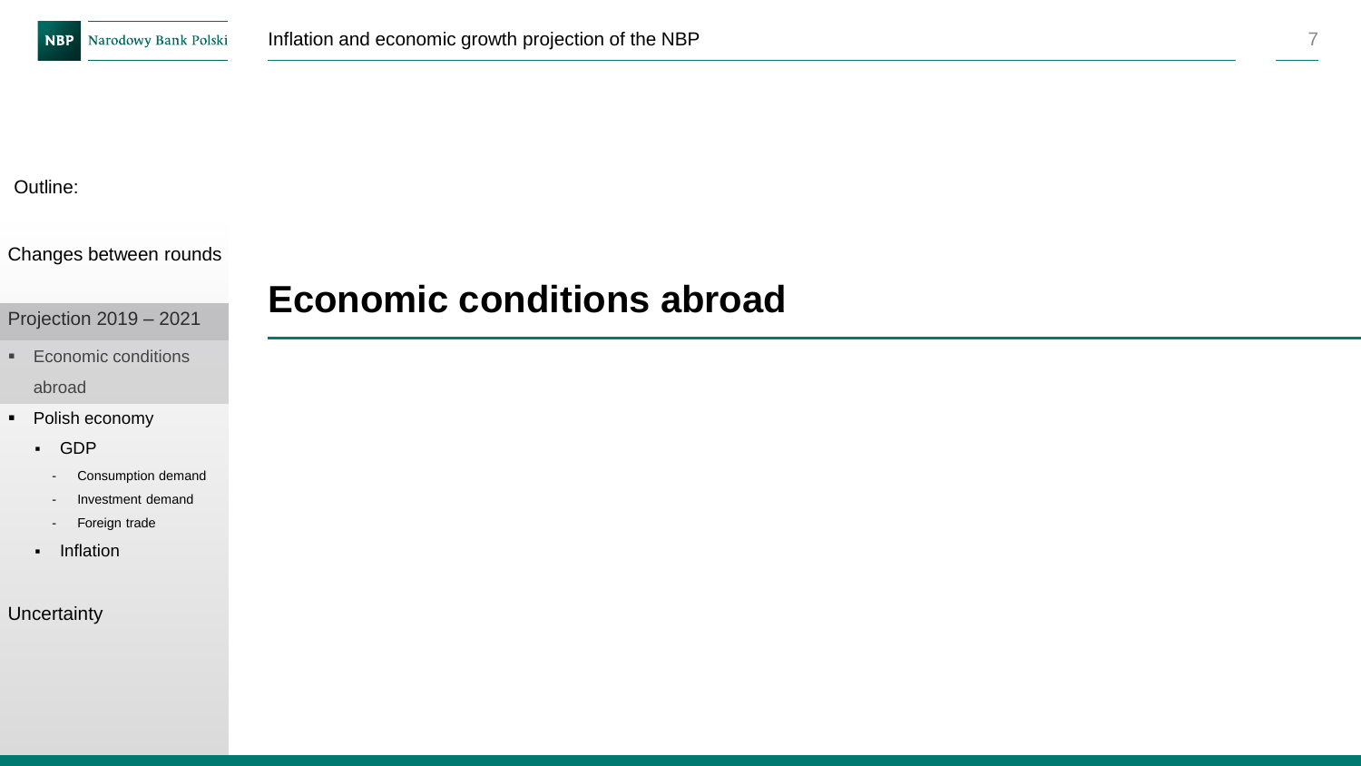Outline:

Changes between rounds

Projection 2019 – 2021

- Economic conditions abroad
- Polish economy
  - GDP
    - Consumption demand
    - Investment demand
    - Foreign trade
  - Inflation

Uncertainty

# Economic conditions abroad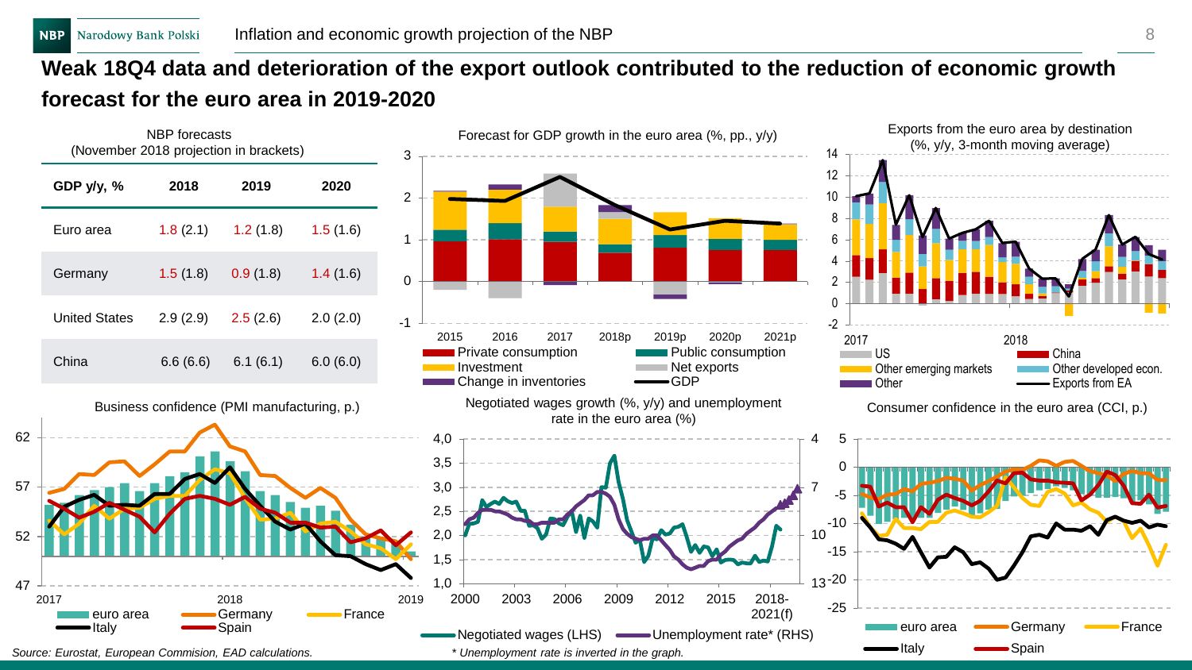# Weak 18Q4 data and deterioration of the export outlook contributed to the reduction of economic growth forecast for the euro area in 2019-2020

NBP forecasts
(November 2018 projection in brackets)

| GDP y/y, % | 2018 | 2019 | 2020 |
|---|---|---|---|
| Euro area | 1.8 (2.1) | 1.2 (1.8) | 1.5 (1.6) |
| Germany | 1.5 (1.8) | 0.9 (1.8) | 1.4 (1.6) |
| United States | 2.9 (2.9) | 2.5 (2.6) | 2.0 (2.0) |
| China | 6.6 (6.6) | 6.1 (6.1) | 6.0 (6.0) |

Forecast for GDP growth in the euro area (%, pp., y/y)

Exports from the euro area by destination (%, y/y, 3-month moving average)

Business confidence (PMI manufacturing, p.)

Negotiated wages growth (%, y/y) and unemployment rate in the euro area (%)

*Unemployment rate is inverted in the graph.*

Consumer confidence in the euro area (CCI, p.)

*Source: Eurostat, European Commision, EAD calculations.*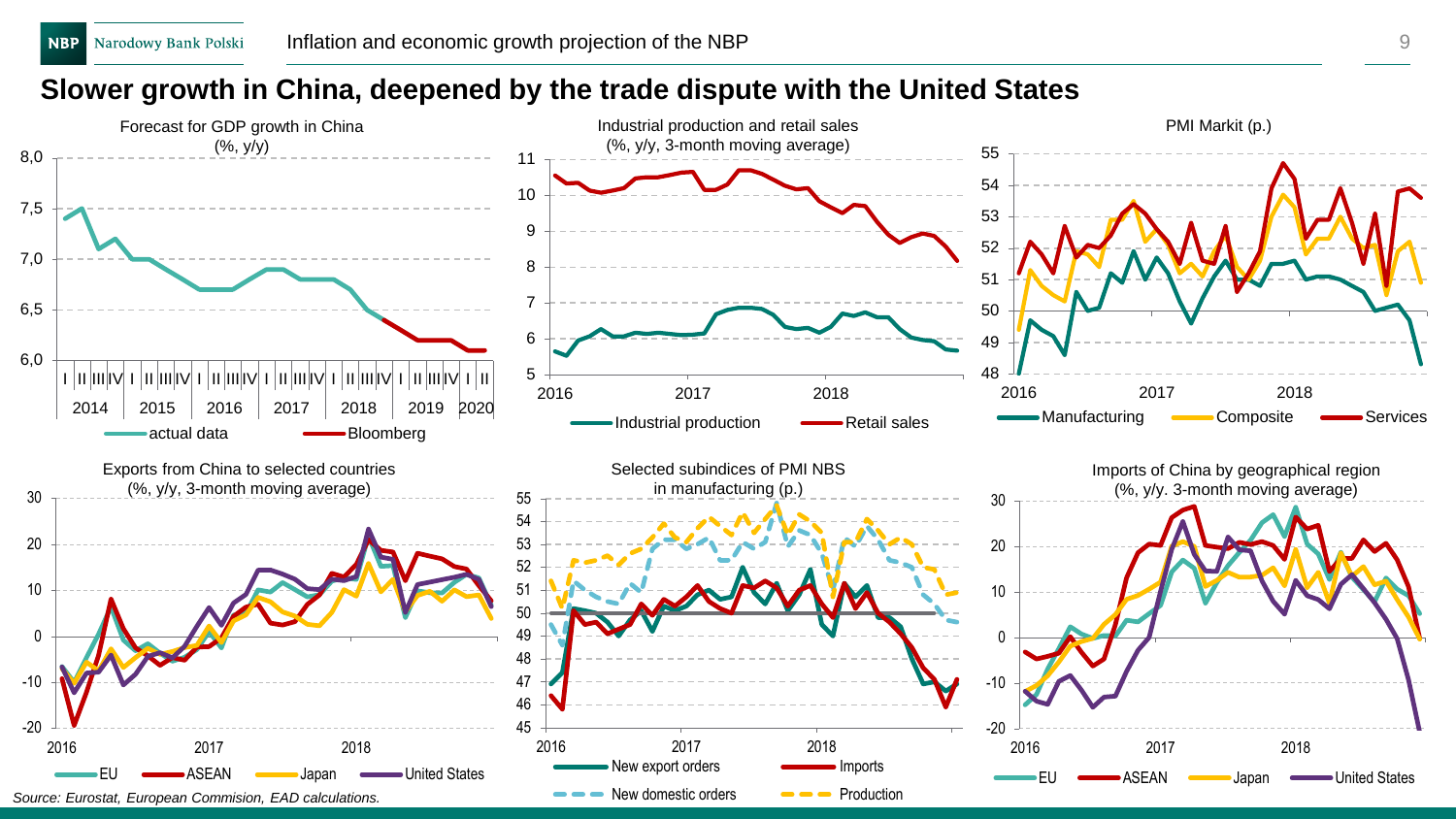# Slower growth in China, deepened by the trade dispute with the United States

Forecast for GDP growth in China
(%, y/y)

Industrial production and retail sales
(%, y/y, 3-month moving average)

PMI Markit (p.)

Exports from China to selected countries
(%, y/y, 3-month moving average)

Selected subindices of PMI NBS
in manufacturing (p.)

Imports of China by geographical region
(%, y/y. 3-month moving average)

*Source: Eurostat, European Commision, EAD calculations.*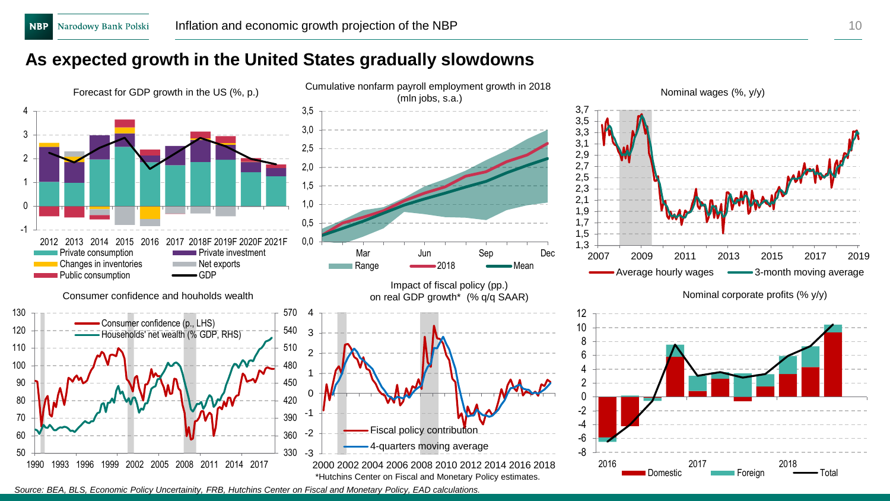# As expected growth in the United States gradually slowdowns

Forecast for GDP growth in the US (%, p.)

Cumulative nonfarm payroll employment growth in 2018 (mln jobs, s.a.)

Nominal wages (%, y/y)

Consumer confidence and houholds wealth

Impact of fiscal policy (pp.) on real GDP growth* (% q/q SAAR)

*Hutchins Center on Fiscal and Monetary Policy estimates.

Nominal corporate profits (% y/y)

*Source: BEA, BLS, Economic Policy Uncertainity, FRB, Hutchins Center on Fiscal and Monetary Policy, EAD calculations.*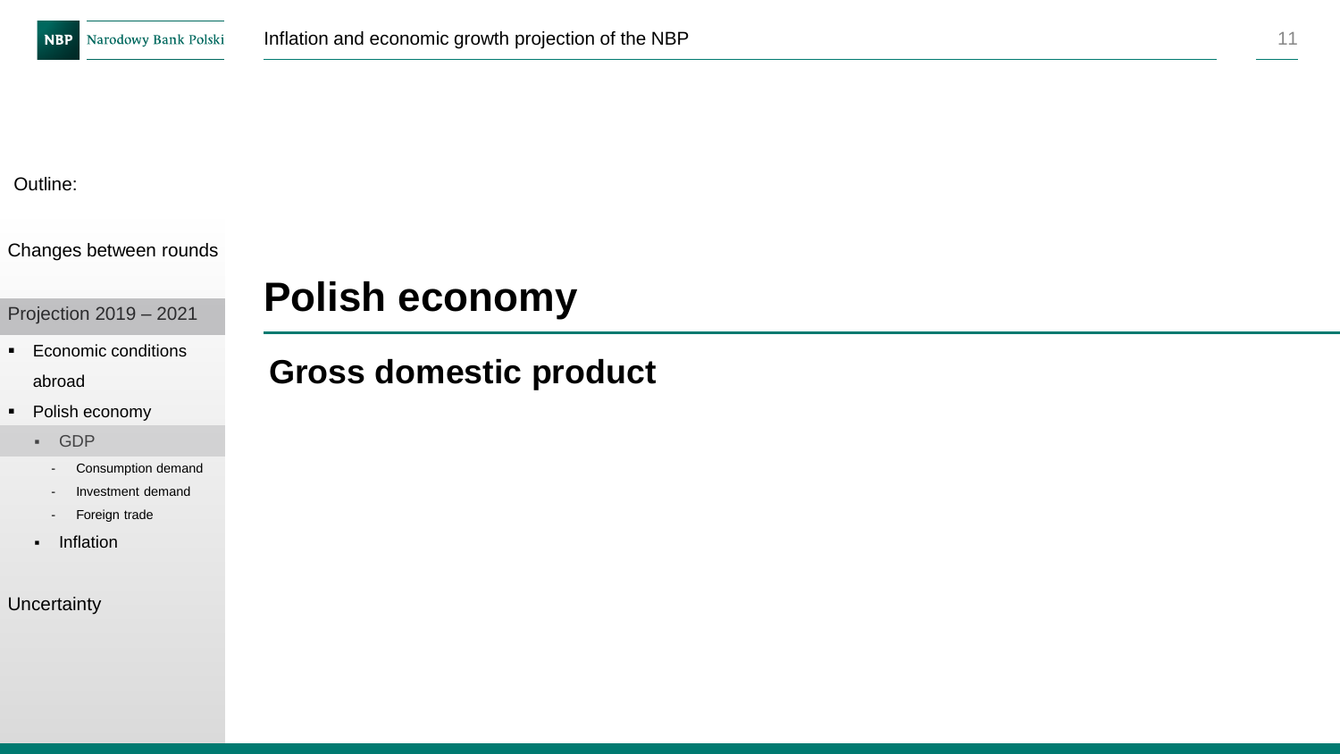Outline:

Changes between rounds

Projection 2019 – 2021

- Economic conditions abroad
- Polish economy
  - GDP
    - Consumption demand
    - Investment demand
    - Foreign trade
  - Inflation

Uncertainty

# Polish economy

## Gross domestic product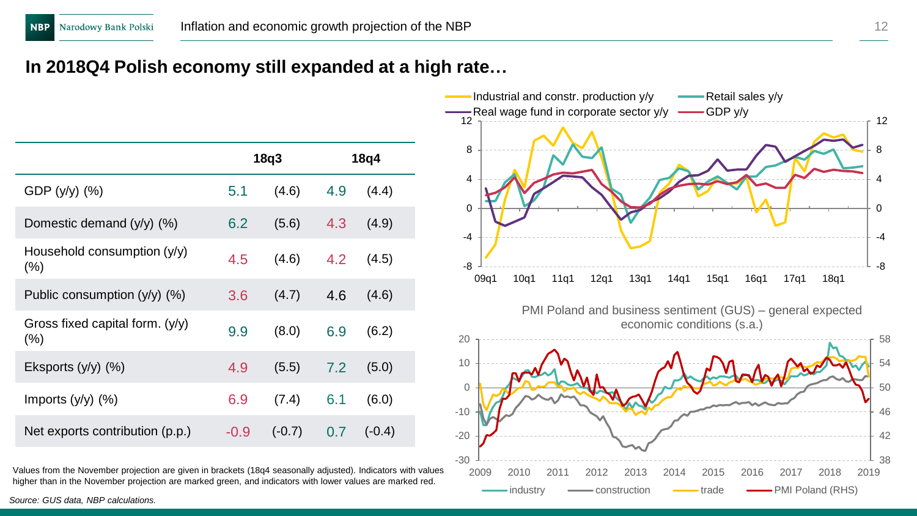## In 2018Q4 Polish economy still expanded at a high rate…

| | 18q3 | | 18q4 | |
|---|---|---|---|---|
| GDP (y/y) (%) | 5.1 | (4.6) | 4.9 | (4.4) |
| Domestic demand (y/y) (%) | 6.2 | (5.6) | 4.3 | (4.9) |
| Household consumption (y/y) (%) | 4.5 | (4.6) | 4.2 | (4.5) |
| Public consumption (y/y) (%) | 3.6 | (4.7) | 4.6 | (4.6) |
| Gross fixed capital form. (y/y) (%) | 9.9 | (8.0) | 6.9 | (6.2) |
| Eksports (y/y) (%) | 4.9 | (5.5) | 7.2 | (5.0) |
| Imports (y/y) (%) | 6.9 | (7.4) | 6.1 | (6.0) |
| Net exports contribution (p.p.) | -0.9 | (-0.7) | 0.7 | (-0.4) |

Values from the November projection are given in brackets (18q4 seasonally adjusted). Indicators with values higher than in the November projection are marked green, and indicators with lower values are marked red.

Industrial and constr. production y/y; Retail sales y/y; Real wage fund in corporate sector y/y; GDP y/y

PMI Poland and business sentiment (GUS) – general expected economic conditions (s.a.)

industry; construction; trade; PMI Poland (RHS)

*Source: GUS data, NBP calculations.*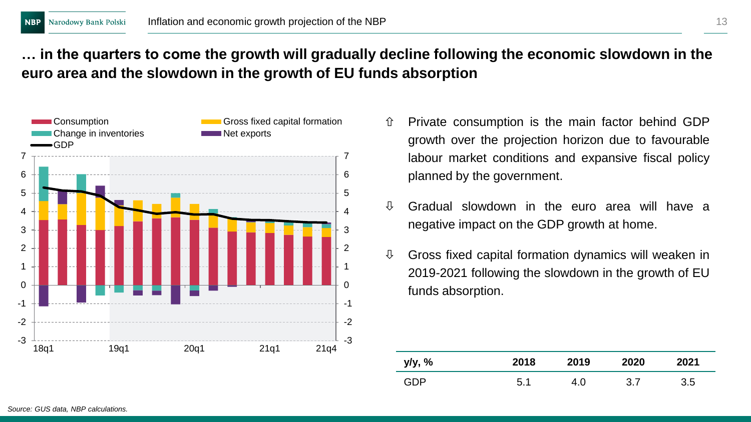## … in the quarters to come the growth will gradually decline following the economic slowdown in the euro area and the slowdown in the growth of EU funds absorption

Consumption | Gross fixed capital formation | Change in inventories | Net exports | GDP

- ⇧ Private consumption is the main factor behind GDP growth over the projection horizon due to favourable labour market conditions and expansive fiscal policy planned by the government.
- ⇩ Gradual slowdown in the euro area will have a negative impact on the GDP growth at home.
- ⇩ Gross fixed capital formation dynamics will weaken in 2019-2021 following the slowdown in the growth of EU funds absorption.

| y/y, % | 2018 | 2019 | 2020 | 2021 |
|---|---|---|---|---|
| GDP | 5.1 | 4.0 | 3.7 | 3.5 |

*Source: GUS data, NBP calculations.*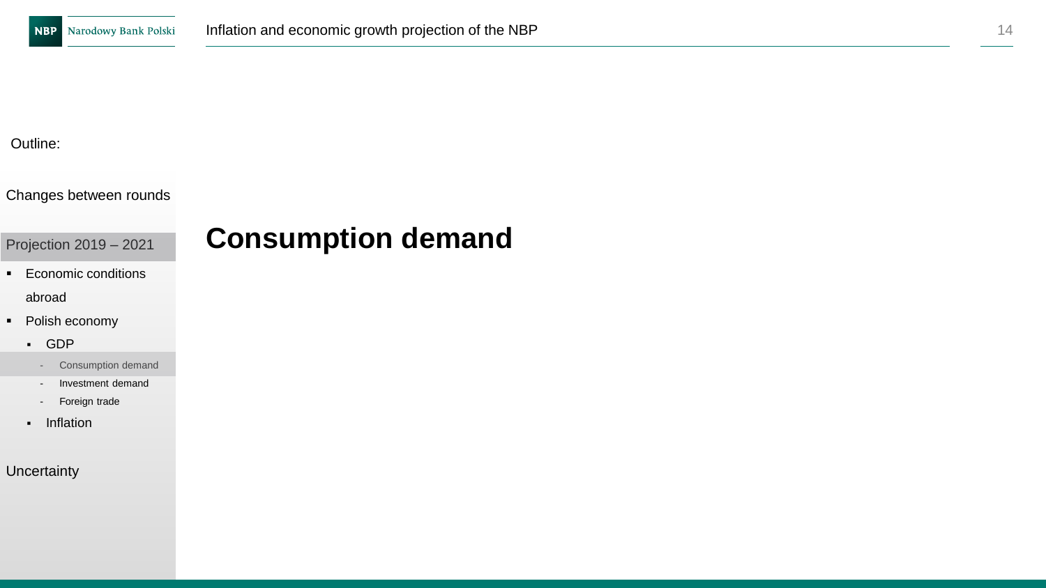Outline:

Changes between rounds

Projection 2019 – 2021

- Economic conditions abroad
- Polish economy
  - GDP
    - Consumption demand
    - Investment demand
    - Foreign trade
  - Inflation

Uncertainty

# Consumption demand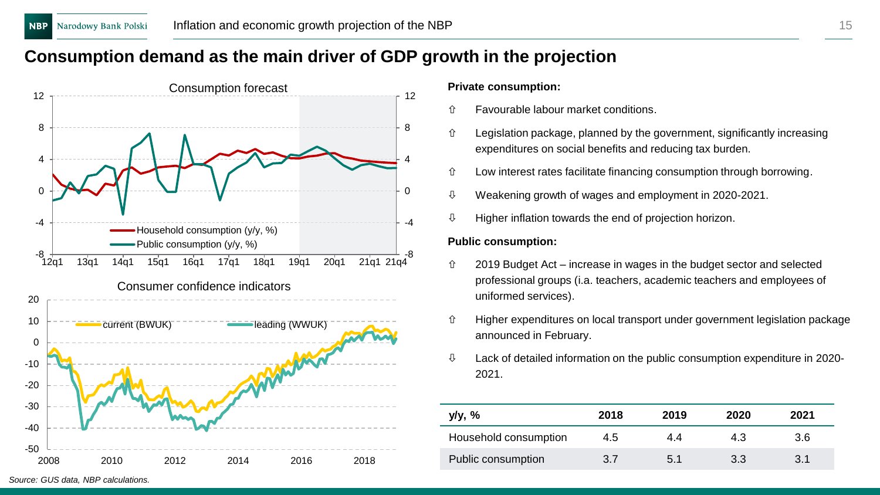# Consumption demand as the main driver of GDP growth in the projection

Consumption forecast

Consumer confidence indicators

**Private consumption:**

- ⇧ Favourable labour market conditions.
- ⇧ Legislation package, planned by the government, significantly increasing expenditures on social benefits and reducing tax burden.
- ⇧ Low interest rates facilitate financing consumption through borrowing.
- ⇩ Weakening growth of wages and employment in 2020-2021.
- ⇩ Higher inflation towards the end of projection horizon.

**Public consumption:**

- ⇧ 2019 Budget Act – increase in wages in the budget sector and selected professional groups (i.a. teachers, academic teachers and employees of uniformed services).
- ⇧ Higher expenditures on local transport under government legislation package announced in February.
- ⇩ Lack of detailed information on the public consumption expenditure in 2020-2021.

| y/y, % | 2018 | 2019 | 2020 | 2021 |
|---|---|---|---|---|
| Household consumption | 4.5 | 4.4 | 4.3 | 3.6 |
| Public consumption | 3.7 | 5.1 | 3.3 | 3.1 |

*Source: GUS data, NBP calculations.*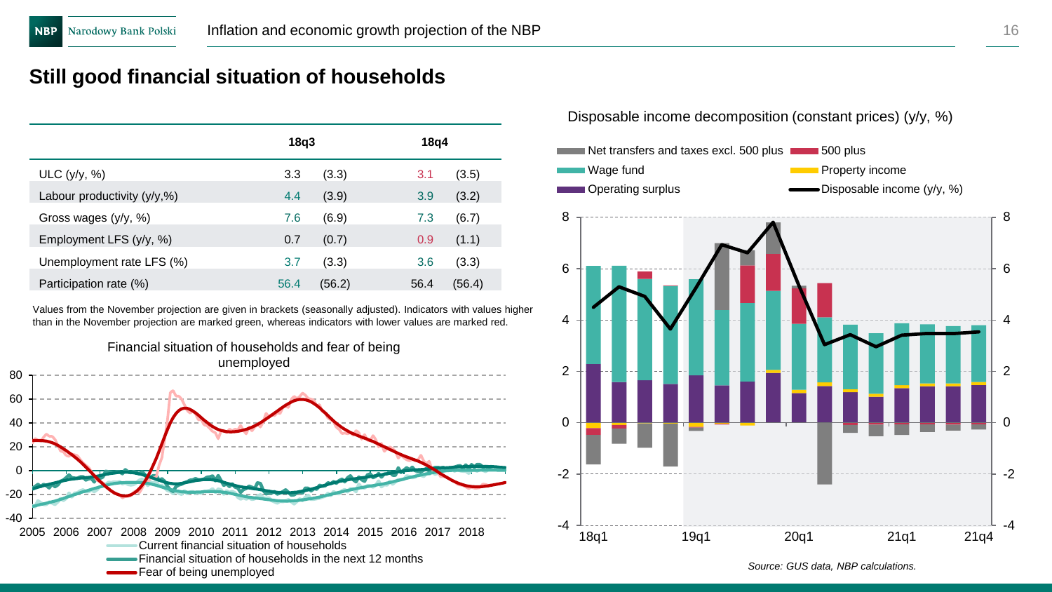## Still good financial situation of households

| | 18q3 | | 18q4 | |
|---|---|---|---|---|
| ULC (y/y, %) | 3.3 | (3.3) | 3.1 | (3.5) |
| Labour productivity (y/y,%) | 4.4 | (3.9) | 3.9 | (3.2) |
| Gross wages (y/y, %) | 7.6 | (6.9) | 7.3 | (6.7) |
| Employment LFS (y/y, %) | 0.7 | (0.7) | 0.9 | (1.1) |
| Unemployment rate LFS (%) | 3.7 | (3.3) | 3.6 | (3.3) |
| Participation rate (%) | 56.4 | (56.2) | 56.4 | (56.4) |

Values from the November projection are given in brackets (seasonally adjusted). Indicators with values higher than in the November projection are marked green, whereas indicators with lower values are marked red.

Financial situation of households and fear of being unemployed

Disposable income decomposition (constant prices) (y/y, %)

*Source: GUS data, NBP calculations.*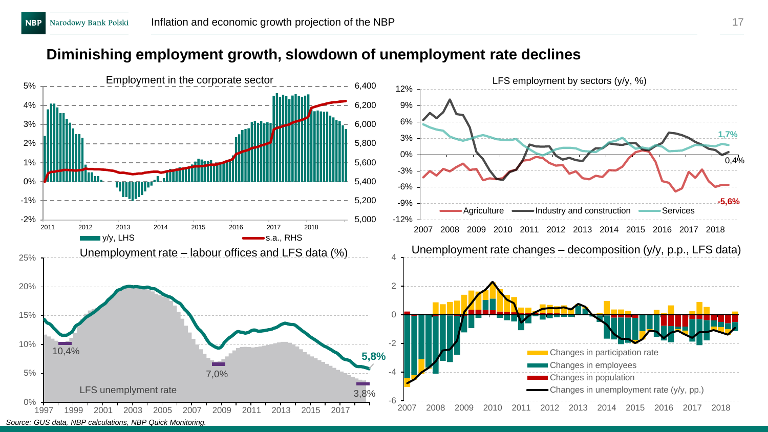## Diminishing employment growth, slowdown of unemployment rate declines

Employment in the corporate sector

y/y, LHS; s.a., RHS

LFS employment by sectors (y/y, %)

Agriculture; Industry and construction; Services

1,7%; 0,4%; -5,6%

Unemployment rate – labour offices and LFS data (%)

10,4%; 7,0%; 5,8%; 3,8%

LFS unemployment rate

Unemployment rate changes – decomposition (y/y, p.p., LFS data)

Changes in participation rate; Changes in employees; Changes in population; Changes in unemployment rate (y/y, pp.)

*Source: GUS data, NBP calculations, NBP Quick Monitoring.*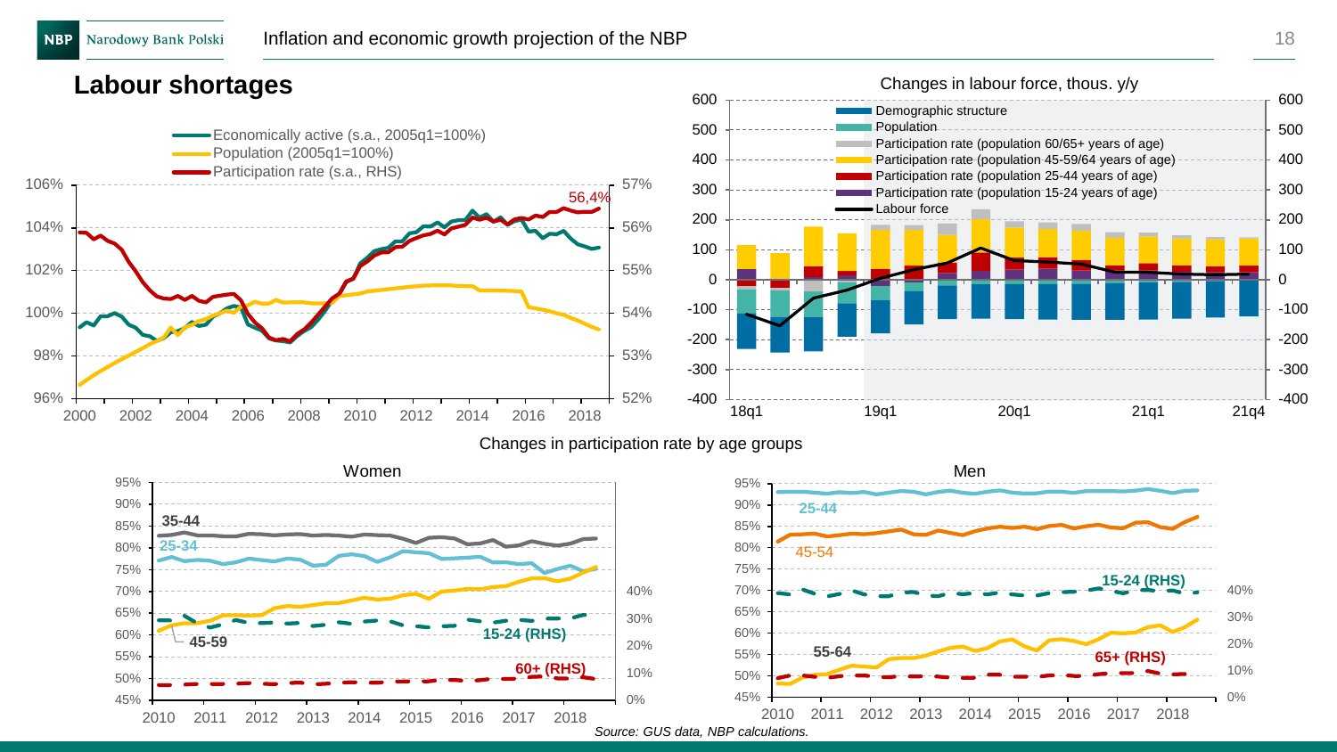# Labour shortages

Economically active (s.a., 2005q1=100%)
Population (2005q1=100%)
Participation rate (s.a., RHS)

56,4%

Changes in labour force, thous. y/y

Demographic structure
Population
Participation rate (population 60/65+ years of age)
Participation rate (population 45-59/64 years of age)
Participation rate (population 25-44 years of age)
Participation rate (population 15-24 years of age)
Labour force

Changes in participation rate by age groups

Women

35-44
25-34
45-59
15-24 (RHS)
60+ (RHS)

Men

25-44
45-54
15-24 (RHS)
55-64
65+ (RHS)

*Source: GUS data, NBP calculations.*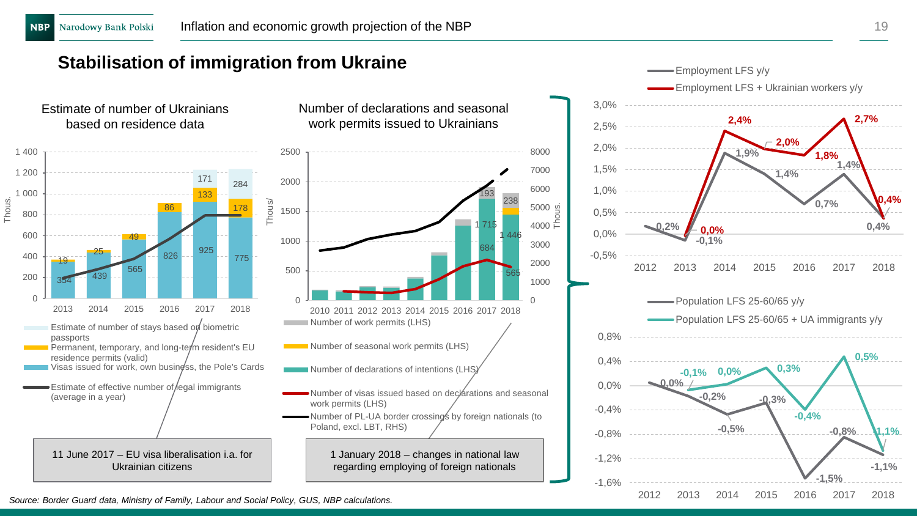## Stabilisation of immigration from Ukraine

### Estimate of number of Ukrainians based on residence data

Thous.

| | 2013 | 2014 | 2015 | 2016 | 2017 | 2018 |
|---|---|---|---|---|---|---|
| Visas issued for work, own business, the Pole's Cards | 354 | 439 | 565 | 826 | 925 | 775 |
| Permanent, temporary, and long-term resident's EU residence permits (valid) | 19 | 25 | 49 | 86 | 133 | 178 |
| Estimate of number of stays based on biometric passports | | | | | 171 | 284 |

- Estimate of number of stays based on biometric passports
- Permanent, temporary, and long-term resident's EU residence permits (valid)
- Visas issued for work, own business, the Pole's Cards
- Estimate of effective number of legal immigrants (average in a year)

11 June 2017 – EU visa liberalisation i.a. for Ukrainian citizens

### Number of declarations and seasonal work permits issued to Ukrainians

Thous/ (LHS), Thous. (RHS)

| | 2017 | 2018 |
|---|---|---|
| Number of work permits (LHS) | 193 | 238 |
| Number of declarations of intentions (LHS) | 1 715 | 1 446 |
| Number of visas issued based on declarations and seasonal work permits (LHS) | 684 | 565 |

- Number of work permits (LHS)
- Number of seasonal work permits (LHS)
- Number of declarations of intentions (LHS)
- Number of visas issued based on declarations and seasonal work permits (LHS)
- Number of PL-UA border crossings by foreign nationals (to Poland, excl. LBT, RHS)

1 January 2018 – changes in national law regarding employing of foreign nationals

### Employment

| | 2012 | 2013 | 2014 | 2015 | 2016 | 2017 | 2018 |
|---|---|---|---|---|---|---|---|
| Employment LFS y/y | 0,2% | -0,1% | 1,9% | 1,4% | 0,7% | 1,4% | 0,4% |
| Employment LFS + Ukrainian workers y/y | | 0,0% | 2,4% | 2,0% | 1,8% | 2,7% | 0,4% |

### Population

| | 2012 | 2013 | 2014 | 2015 | 2016 | 2017 | 2018 |
|---|---|---|---|---|---|---|---|
| Population LFS 25-60/65 y/y | 0,0% | -0,2% | -0,5% | -0,3% | -1,5% | -0,8% | -1,1% |
| Population LFS 25-60/65 + UA immigrants y/y | | -0,1% | 0,0% | 0,3% | -0,4% | 0,5% | -1,1% |

*Source: Border Guard data, Ministry of Family, Labour and Social Policy, GUS, NBP calculations.*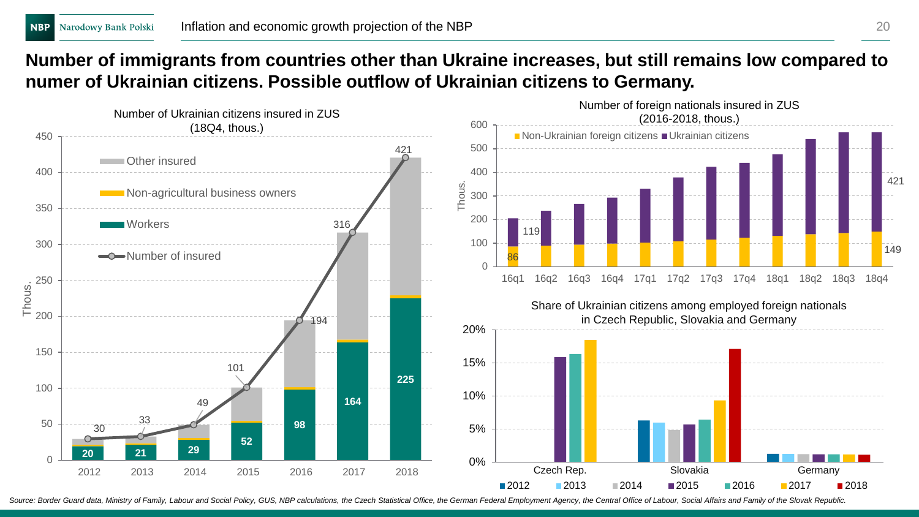## Number of immigrants from countries other than Ukraine increases, but still remains low compared to numer of Ukrainian citizens. Possible outflow of Ukrainian citizens to Germany.

**Number of Ukrainian citizens insured in ZUS (18Q4, thous.)**

| Year | Workers | Number of insured |
|---|---|---|
| 2012 | 20 | 30 |
| 2013 | 21 | 33 |
| 2014 | 29 | 49 |
| 2015 | 52 | 101 |
| 2016 | 98 | 194 |
| 2017 | 164 | 316 |
| 2018 | 225 | 421 |

Legend: Other insured; Non-agricultural business owners; Workers; Number of insured

**Number of foreign nationals insured in ZUS (2016-2018, thous.)**

Legend: Non-Ukrainian foreign citizens; Ukrainian citizens

Labels: 16q1 – Non-Ukrainian foreign citizens 86, Ukrainian citizens 119; 18q4 – Non-Ukrainian foreign citizens 149, Ukrainian citizens 421

**Share of Ukrainian citizens among employed foreign nationals in Czech Republic, Slovakia and Germany**

Categories: Czech Rep., Slovakia, Germany; Legend: 2012, 2013, 2014, 2015, 2016, 2017, 2018

*Source: Border Guard data, Ministry of Family, Labour and Social Policy, GUS, NBP calculations, the Czech Statistical Office, the German Federal Employment Agency, the Central Office of Labour, Social Affairs and Family of the Slovak Republic.*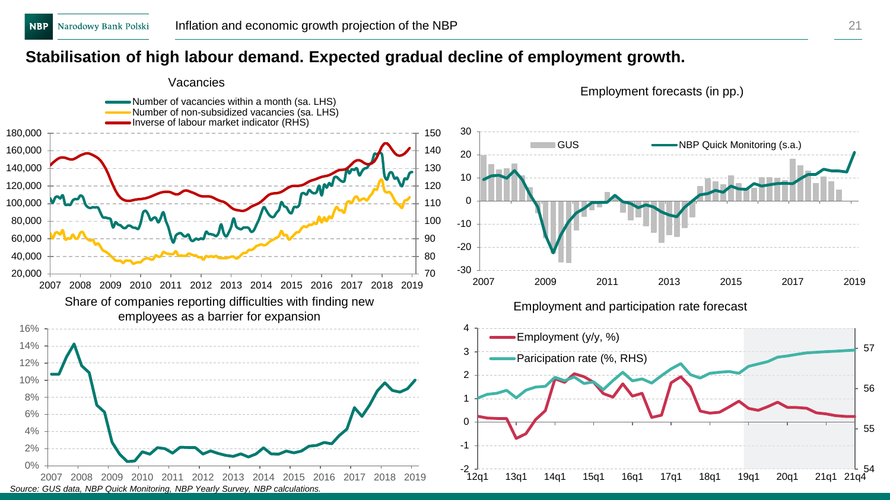## Stabilisation of high labour demand. Expected gradual decline of employment growth.

**Vacancies**

- Number of vacancies within a month (sa. LHS)
- Number of non-subsidized vacancies (sa. LHS)
- Inverse of labour market indicator (RHS)

**Employment forecasts (in pp.)**

- GUS
- NBP Quick Monitoring (s.a.)

**Share of companies reporting difficulties with finding new employees as a barrier for expansion**

**Employment and participation rate forecast**

- Employment (y/y, %)
- Paricipation rate (%, RHS)

*Source: GUS data, NBP Quick Monitoring, NBP Yearly Survey, NBP calculations.*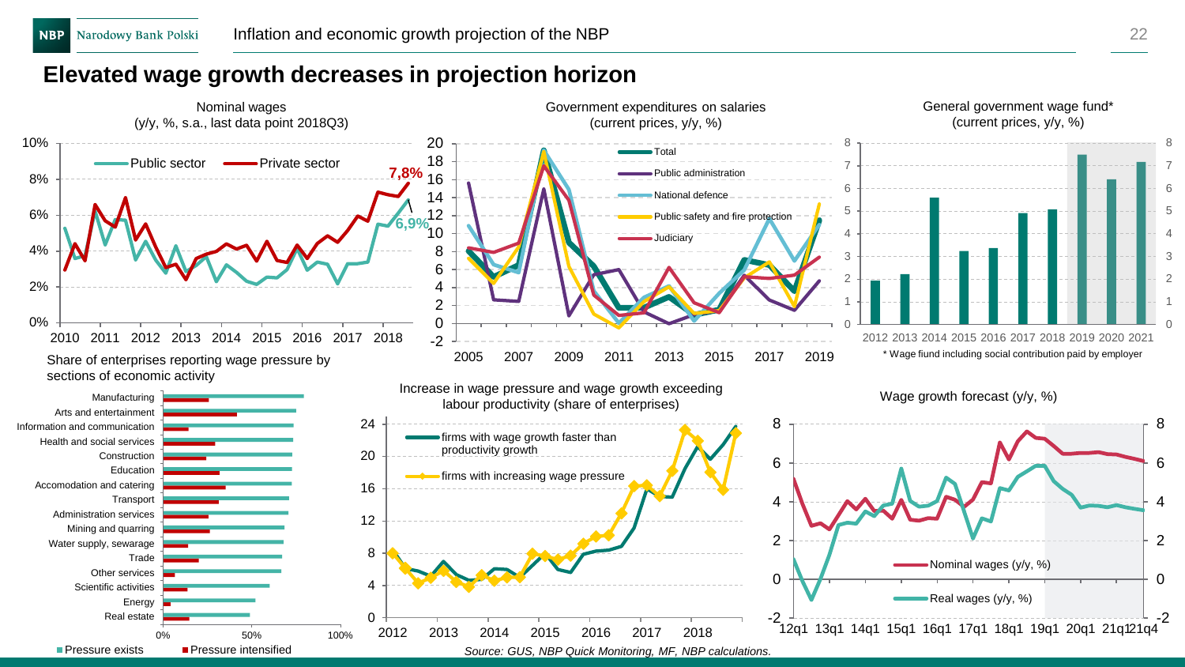## Elevated wage growth decreases in projection horizon

Nominal wages
(y/y, %, s.a., last data point 2018Q3)

Public sector | Private sector | 7,8% | 6,9%

Government expenditures on salaries
(current prices, y/y, %)

Total | Public administration | National defence | Public safety and fire protection | Judiciary

General government wage fund*
(current prices, y/y, %)

\* Wage fund including social contribution paid by employer

Share of enterprises reporting wage pressure by sections of economic activity

Manufacturing, Arts and entertainment, Information and communication, Health and social services, Construction, Education, Accomodation and catering, Transport, Administration services, Mining and quarring, Water supply, sewarage, Trade, Other services, Scientific activities, Energy, Real estate

Pressure exists | Pressure intensified

Increase in wage pressure and wage growth exceeding labour productivity (share of enterprises)

firms with wage growth faster than productivity growth | firms with increasing wage pressure

Wage growth forecast (y/y, %)

Nominal wages (y/y, %) | Real wages (y/y, %)

*Source: GUS, NBP Quick Monitoring, MF, NBP calculations.*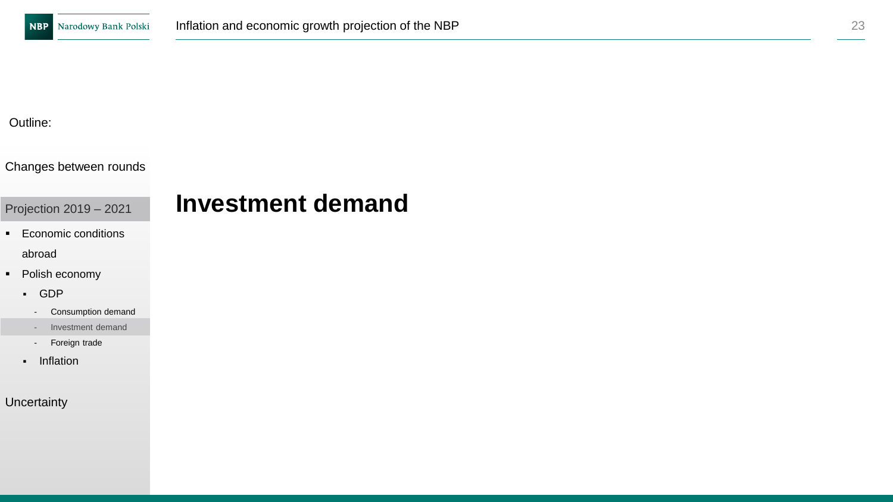Outline:

Changes between rounds

Projection 2019 – 2021

- Economic conditions abroad
- Polish economy
  - GDP
    - Consumption demand
    - Investment demand
    - Foreign trade
  - Inflation

Uncertainty

# Investment demand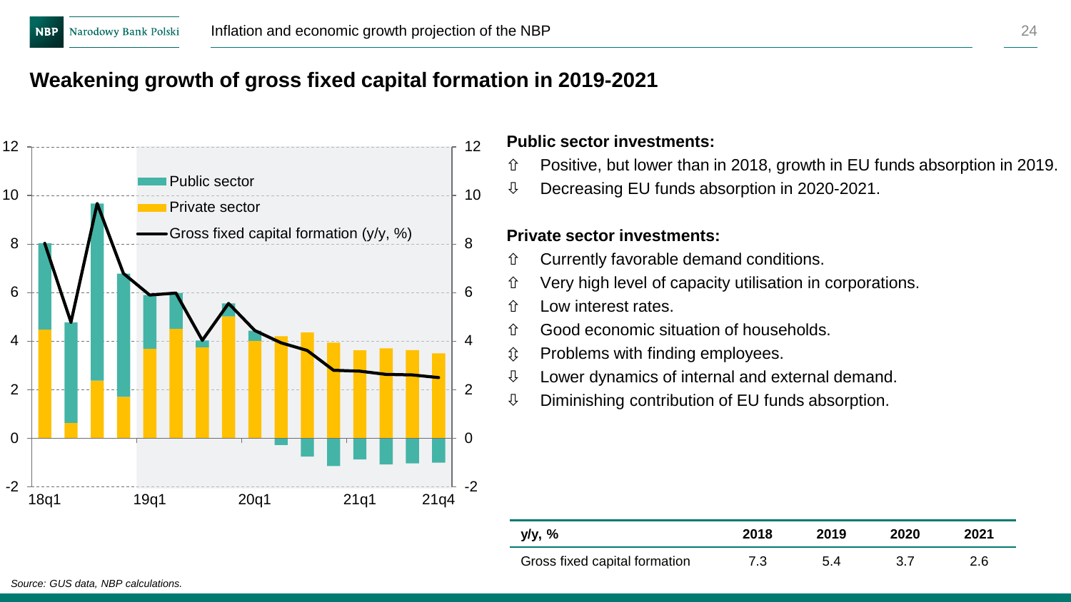## Weakening growth of gross fixed capital formation in 2019-2021

**Public sector investments:**

- ⇧ Positive, but lower than in 2018, growth in EU funds absorption in 2019.
- ⇩ Decreasing EU funds absorption in 2020-2021.

**Private sector investments:**

- ⇧ Currently favorable demand conditions.
- ⇧ Very high level of capacity utilisation in corporations.
- ⇧ Low interest rates.
- ⇧ Good economic situation of households.
- ⇳ Problems with finding employees.
- ⇩ Lower dynamics of internal and external demand.
- ⇩ Diminishing contribution of EU funds absorption.

| y/y, % | 2018 | 2019 | 2020 | 2021 |
|---|---|---|---|---|
| Gross fixed capital formation | 7.3 | 5.4 | 3.7 | 2.6 |

*Source: GUS data, NBP calculations.*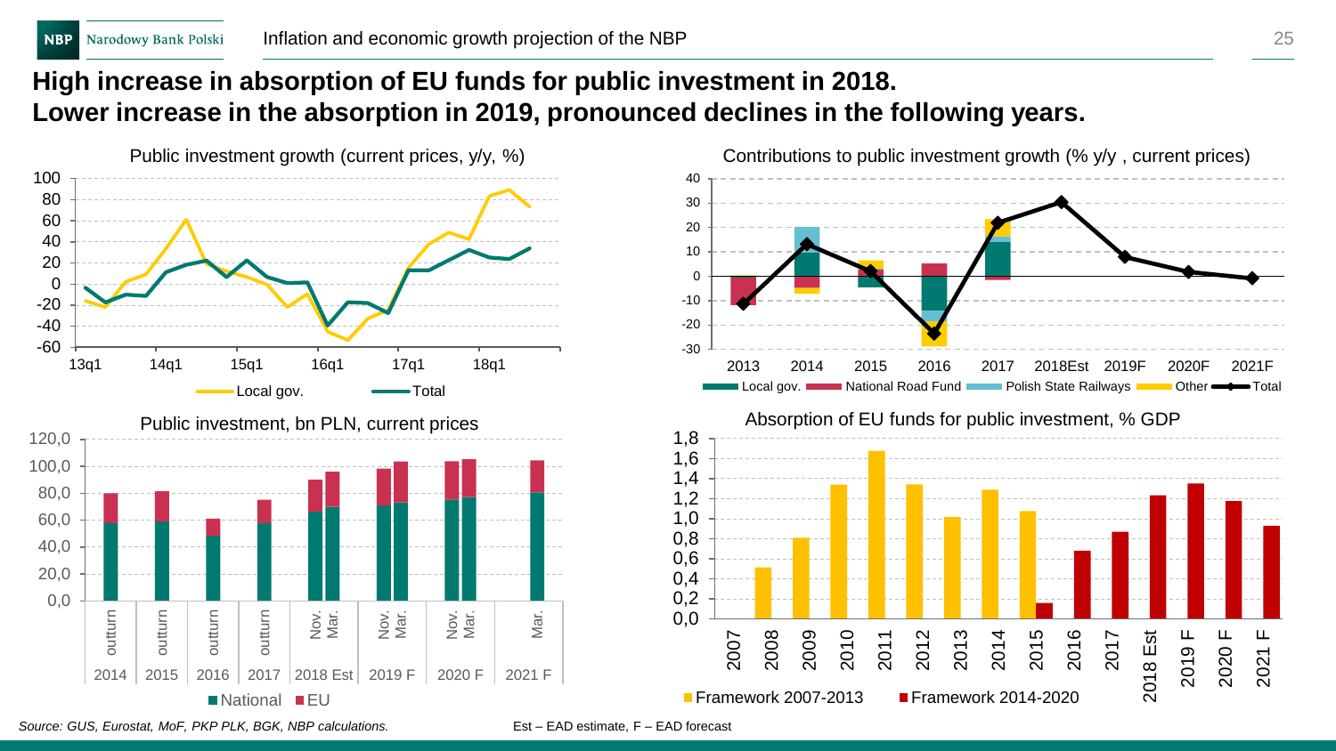# High increase in absorption of EU funds for public investment in 2018.
# Lower increase in the absorption in 2019, pronounced declines in the following years.

Public investment growth (current prices, y/y, %)

Local gov. | Total

Contributions to public investment growth (% y/y , current prices)

Local gov. | National Road Fund | Polish State Railways | Other | Total

Public investment, bn PLN, current prices

National | EU

Absorption of EU funds for public investment, % GDP

Framework 2007-2013 | Framework 2014-2020

*Source: GUS, Eurostat, MoF, PKP PLK, BGK, NBP calculations.*

Est – EAD estimate, F – EAD forecast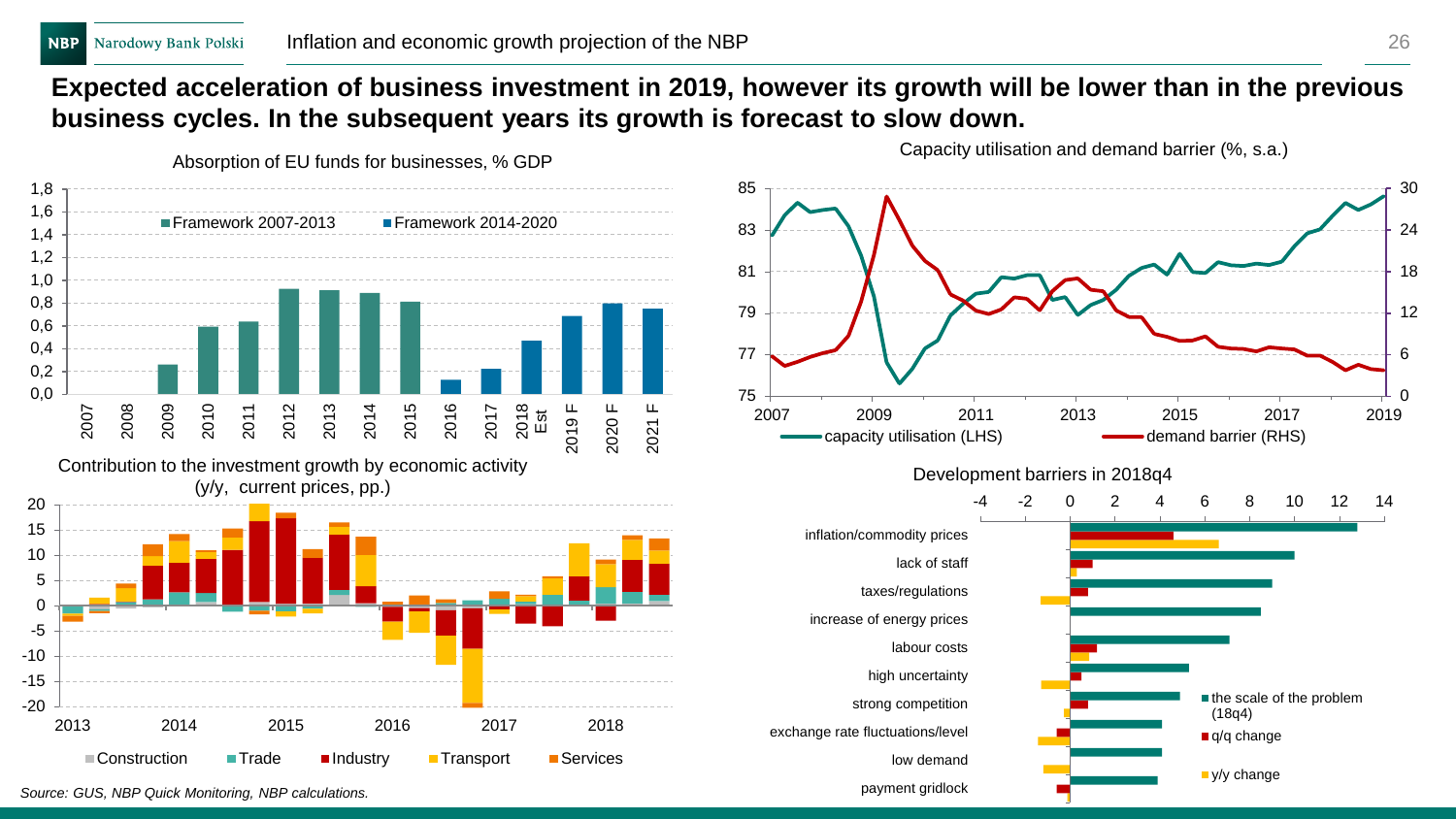## Expected acceleration of business investment in 2019, however its growth will be lower than in the previous business cycles. In the subsequent years its growth is forecast to slow down.

Absorption of EU funds for businesses, % GDP

Framework 2007-2013 | Framework 2014-2020

Contribution to the investment growth by economic activity (y/y, current prices, pp.)

Construction | Trade | Industry | Transport | Services

Capacity utilisation and demand barrier (%, s.a.)

capacity utilisation (LHS) | demand barrier (RHS)

Development barriers in 2018q4

inflation/commodity prices, lack of staff, taxes/regulations, increase of energy prices, labour costs, high uncertainty, strong competition, exchange rate fluctuations/level, low demand, payment gridlock

the scale of the problem (18q4) | q/q change | y/y change

*Source: GUS, NBP Quick Monitoring, NBP calculations.*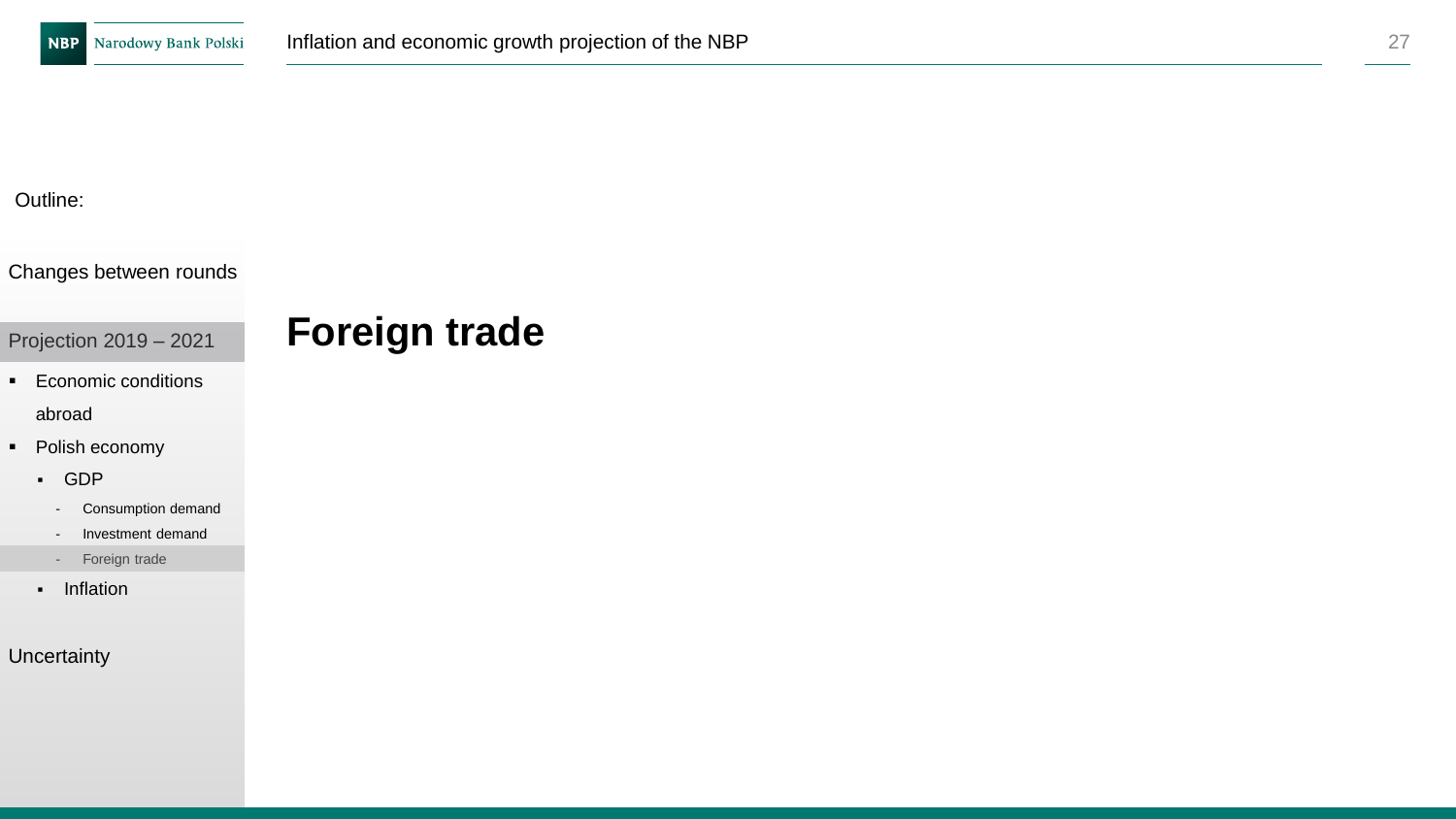Outline:

Changes between rounds

Projection 2019 – 2021

- Economic conditions abroad
- Polish economy
  - GDP
    - Consumption demand
    - Investment demand
    - Foreign trade
  - Inflation

Uncertainty

# Foreign trade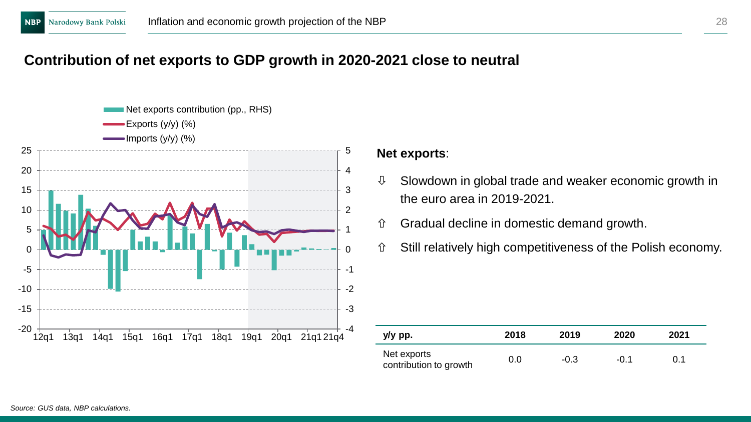## Contribution of net exports to GDP growth in 2020-2021 close to neutral

**Net exports**:

- ⇩ Slowdown in global trade and weaker economic growth in the euro area in 2019-2021.
- ⇧ Gradual decline in domestic demand growth.
- ⇧ Still relatively high competitiveness of the Polish economy.

| y/y pp. | 2018 | 2019 | 2020 | 2021 |
|---|---|---|---|---|
| Net exports contribution to growth | 0.0 | -0.3 | -0.1 | 0.1 |

*Source: GUS data, NBP calculations.*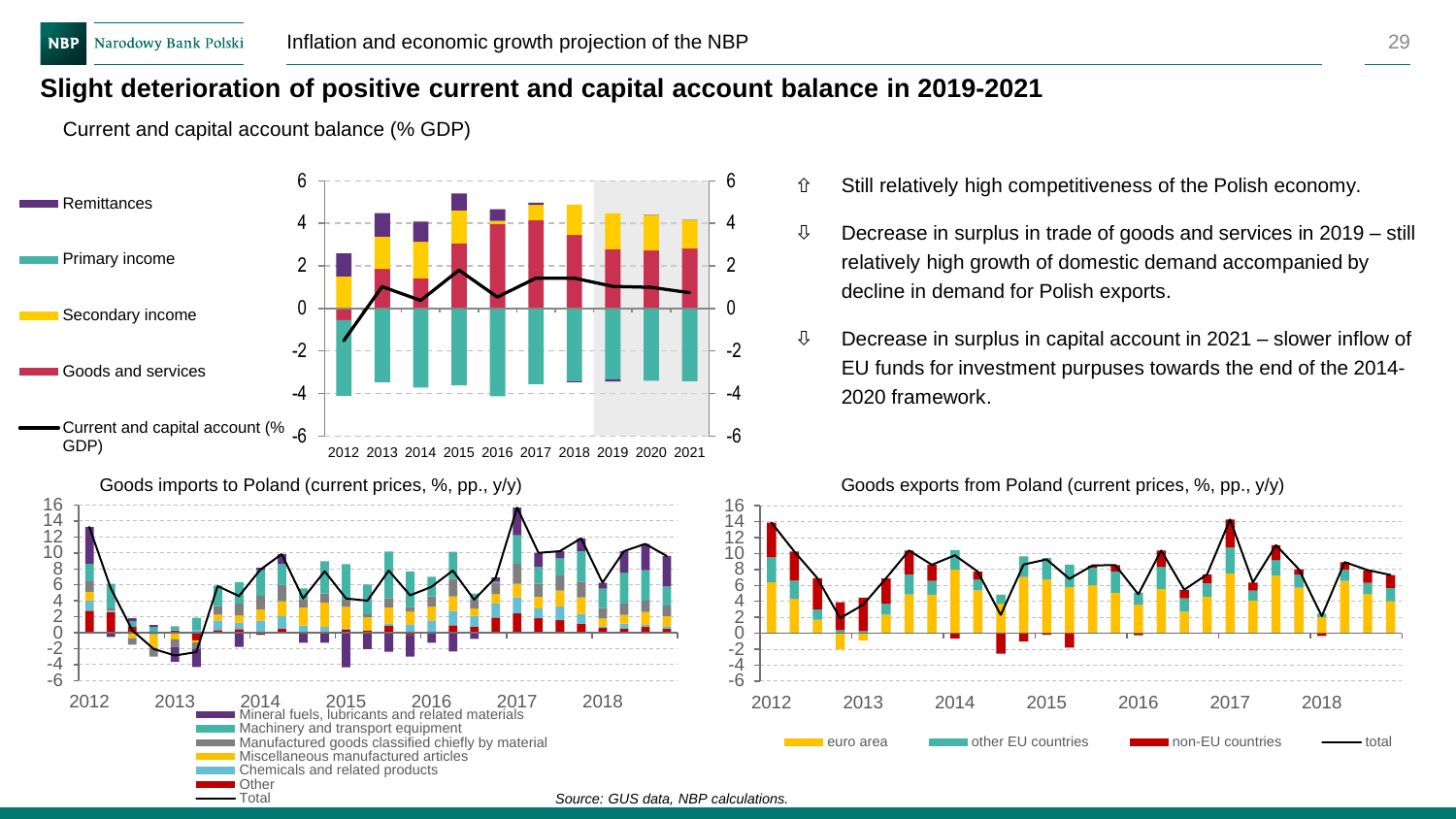# Slight deterioration of positive current and capital account balance in 2019-2021

Current and capital account balance (% GDP)

Remittances
Primary income
Secondary income
Goods and services
Current and capital account (% GDP)

⇧ Still relatively high competitiveness of the Polish economy.

⇩ Decrease in surplus in trade of goods and services in 2019 – still relatively high growth of domestic demand accompanied by decline in demand for Polish exports.

⇩ Decrease in surplus in capital account in 2021 – slower inflow of EU funds for investment purpuses towards the end of the 2014-2020 framework.

Goods imports to Poland (current prices, %, pp., y/y)

Mineral fuels, lubricants and related materials
Machinery and transport equipment
Manufactured goods classified chiefly by material
Miscellaneous manufactured articles
Chemicals and related products
Other
Total

Goods exports from Poland (current prices, %, pp., y/y)

euro area
other EU countries
non-EU countries
total

*Source: GUS data, NBP calculations.*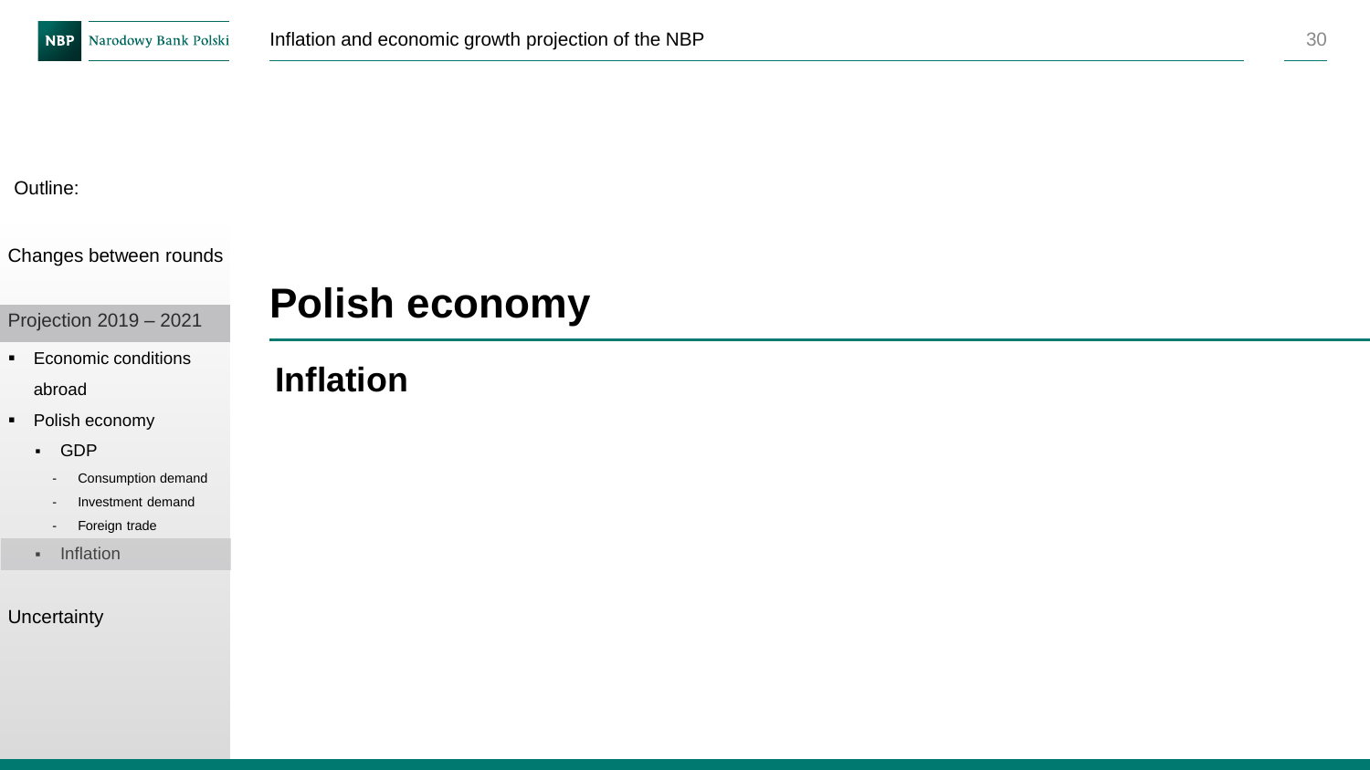Outline:

Changes between rounds

Projection 2019 – 2021

- Economic conditions abroad
- Polish economy
  - GDP
    - Consumption demand
    - Investment demand
    - Foreign trade
  - Inflation

Uncertainty

# Polish economy

## Inflation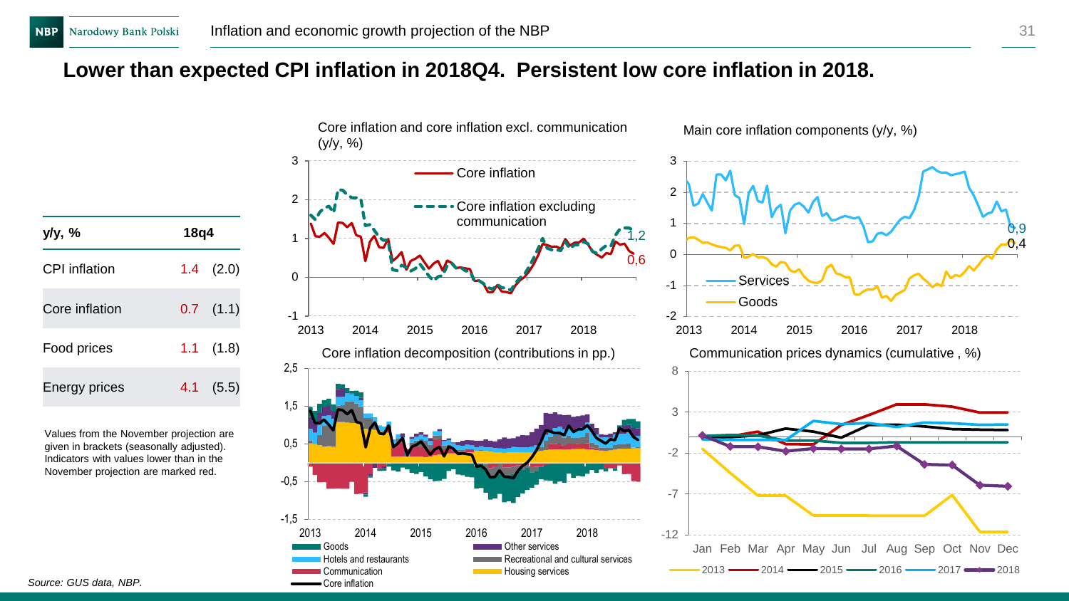## Lower than expected CPI inflation in 2018Q4. Persistent low core inflation in 2018.

| y/y, % | 18q4 | |
|---|---|---|
| CPI inflation | 1.4 | (2.0) |
| Core inflation | 0.7 | (1.1) |
| Food prices | 1.1 | (1.8) |
| Energy prices | 4.1 | (5.5) |

Values from the November projection are given in brackets (seasonally adjusted). Indicators with values lower than in the November projection are marked red.

Core inflation and core inflation excl. communication (y/y, %)

Main core inflation components (y/y, %)

Core inflation decomposition (contributions in pp.)

Communication prices dynamics (cumulative , %)

*Source: GUS data, NBP.*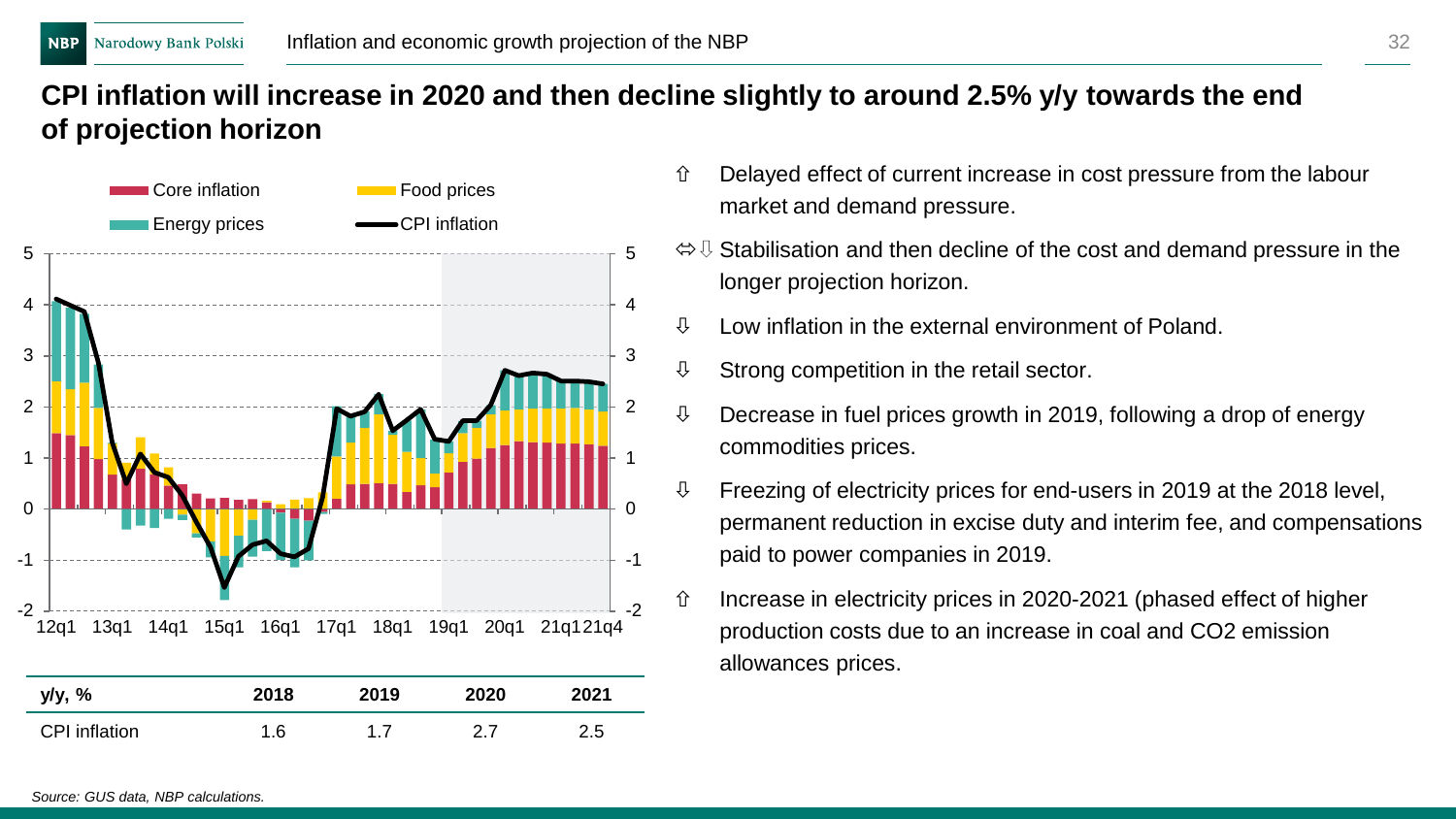# CPI inflation will increase in 2020 and then decline slightly to around 2.5% y/y towards the end of projection horizon

| y/y, % | 2018 | 2019 | 2020 | 2021 |
|---|---|---|---|---|
| CPI inflation | 1.6 | 1.7 | 2.7 | 2.5 |

*Source: GUS data, NBP calculations.*

- ⇧ Delayed effect of current increase in cost pressure from the labour market and demand pressure.
- ⇔⇩ Stabilisation and then decline of the cost and demand pressure in the longer projection horizon.
- ⇩ Low inflation in the external environment of Poland.
- ⇩ Strong competition in the retail sector.
- ⇩ Decrease in fuel prices growth in 2019, following a drop of energy commodities prices.
- ⇩ Freezing of electricity prices for end-users in 2019 at the 2018 level, permanent reduction in excise duty and interim fee, and compensations paid to power companies in 2019.
- ⇧ Increase in electricity prices in 2020-2021 (phased effect of higher production costs due to an increase in coal and $CO_2$ emission allowances prices.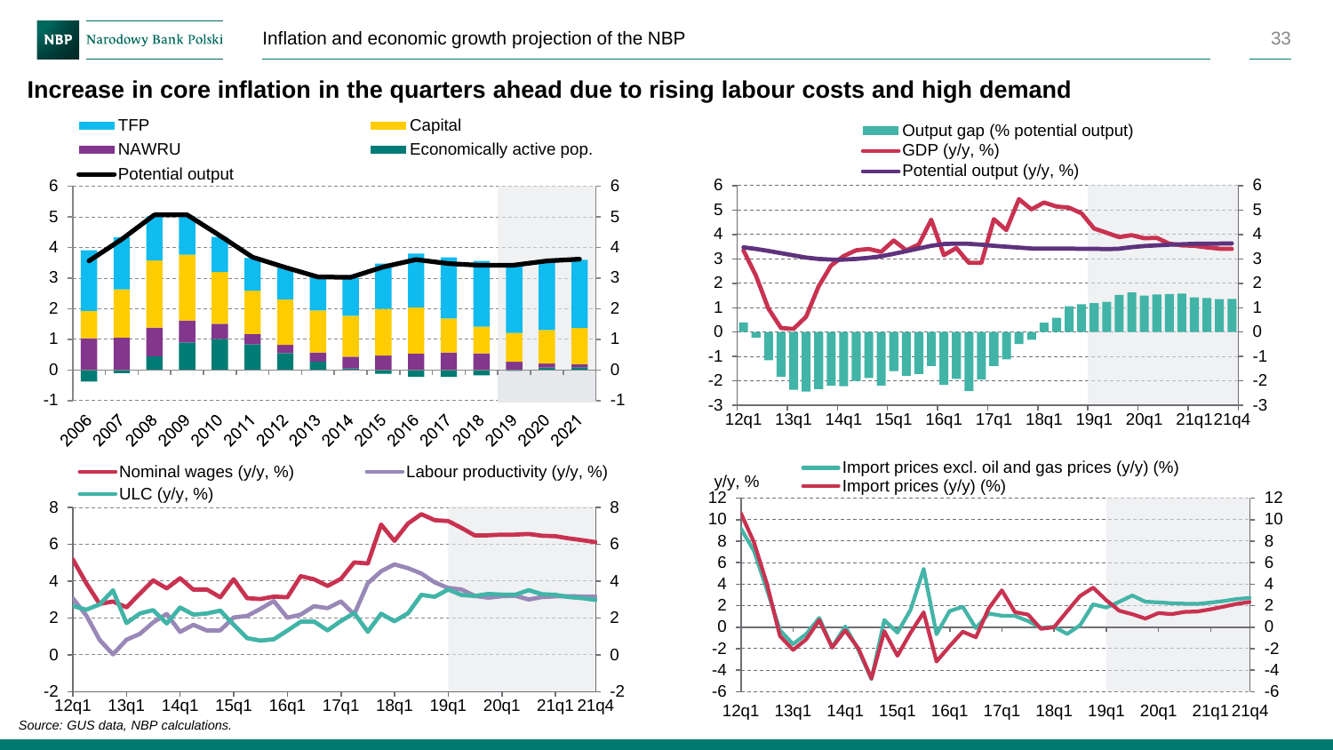## Increase in core inflation in the quarters ahead due to rising labour costs and high demand

TFP
Capital
NAWRU
Economically active pop.
Potential output

Output gap (% potential output)
GDP (y/y, %)
Potential output (y/y, %)

Nominal wages (y/y, %)
Labour productivity (y/y, %)
ULC (y/y, %)

Import prices excl. oil and gas prices (y/y) (%)
Import prices (y/y) (%)

*Source: GUS data, NBP calculations.*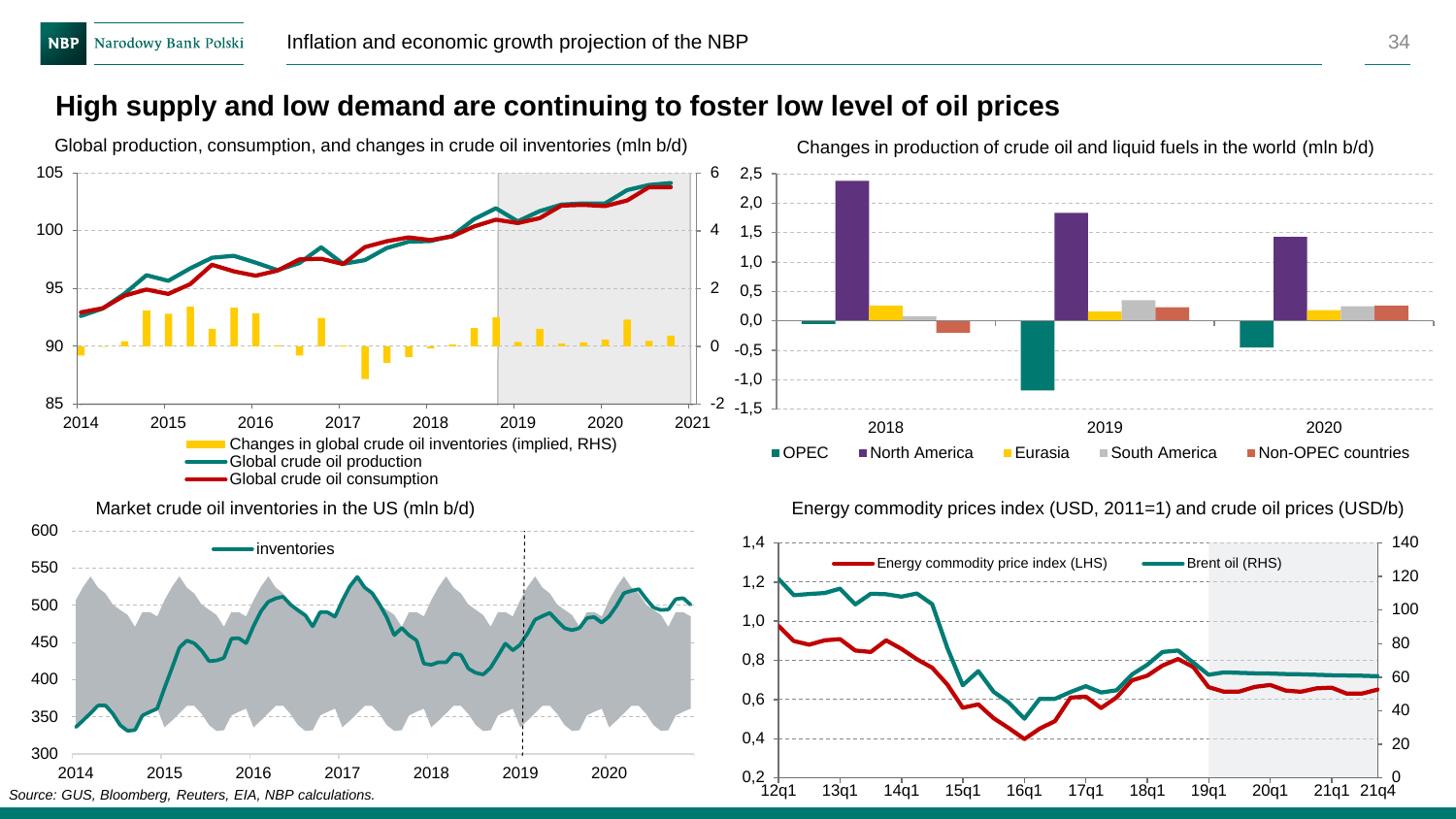## High supply and low demand are continuing to foster low level of oil prices

Global production, consumption, and changes in crude oil inventories (mln b/d)

Changes in production of crude oil and liquid fuels in the world (mln b/d)

Market crude oil inventories in the US (mln b/d)

Energy commodity prices index (USD, 2011=1) and crude oil prices (USD/b)

*Source: GUS, Bloomberg, Reuters, EIA, NBP calculations.*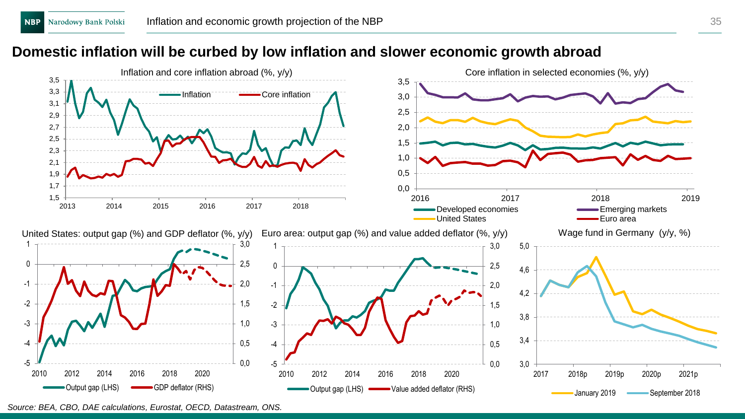## Domestic inflation will be curbed by low inflation and slower economic growth abroad

Inflation and core inflation abroad (%, y/y)

Core inflation in selected economies (%, y/y)

United States: output gap (%) and GDP deflator (%, y/y)

Euro area: output gap (%) and value added deflator (%, y/y)

Wage fund in Germany (y/y, %)

*Source: BEA, CBO, DAE calculations, Eurostat, OECD, Datastream, ONS.*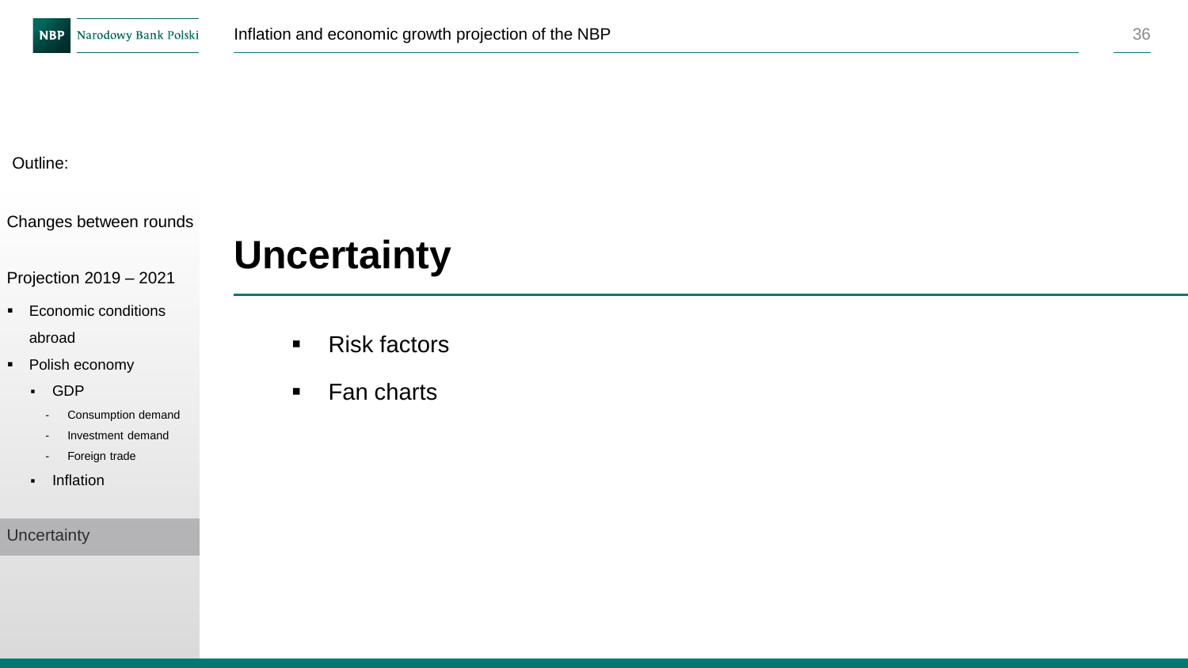Outline:

Changes between rounds

Projection 2019 – 2021

- Economic conditions abroad
- Polish economy
  - GDP
    - Consumption demand
    - Investment demand
    - Foreign trade
  - Inflation

Uncertainty

# Uncertainty

- Risk factors
- Fan charts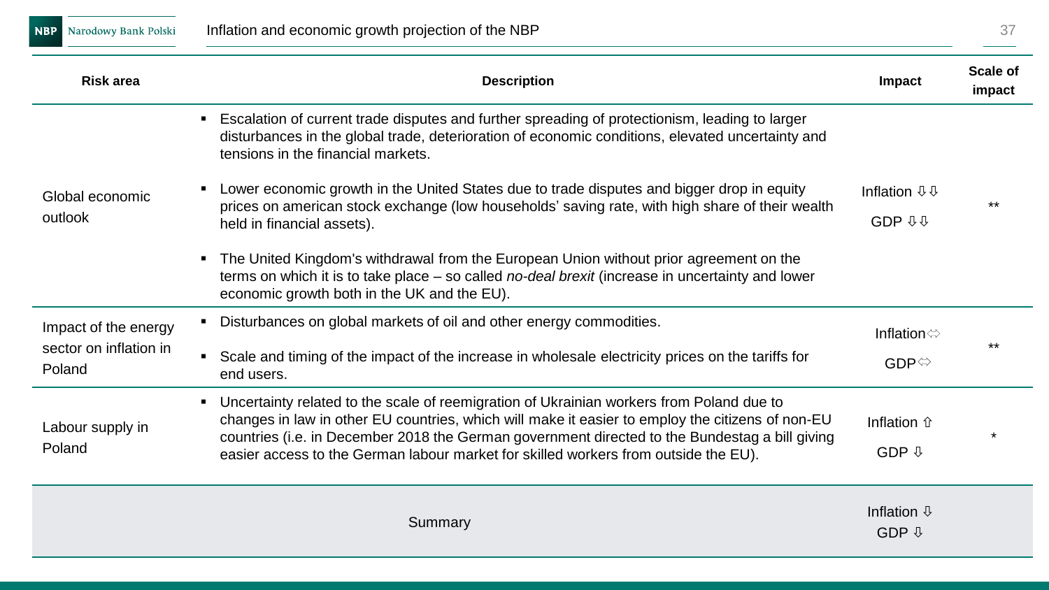| Risk area | Description | Impact | Scale of impact |
|---|---|---|---|
| Global economic outlook | ▪ Escalation of current trade disputes and further spreading of protectionism, leading to larger disturbances in the global trade, deterioration of economic conditions, elevated uncertainty and tensions in the financial markets.<br><br>▪ Lower economic growth in the United States due to trade disputes and bigger drop in equity prices on american stock exchange (low households' saving rate, with high share of their wealth held in financial assets).<br><br>▪ The United Kingdom's withdrawal from the European Union without prior agreement on the terms on which it is to take place – so called *no-deal brexit* (increase in uncertainty and lower economic growth both in the UK and the EU). | Inflation ⇩⇩<br>GDP ⇩⇩ | ** |
| Impact of the energy sector on inflation in Poland | ▪ Disturbances on global markets of oil and other energy commodities.<br><br>▪ Scale and timing of the impact of the increase in wholesale electricity prices on the tariffs for end users. | Inflation ⇔<br>GDP ⇔ | ** |
| Labour supply in Poland | ▪ Uncertainty related to the scale of reemigration of Ukrainian workers from Poland due to changes in law in other EU countries, which will make it easier to employ the citizens of non-EU countries (i.e. in December 2018 the German government directed to the Bundestag a bill giving easier access to the German labour market for skilled workers from outside the EU). | Inflation ⇧<br>GDP ⇩ | * |
| | Summary | Inflation ⇩<br>GDP ⇩ | |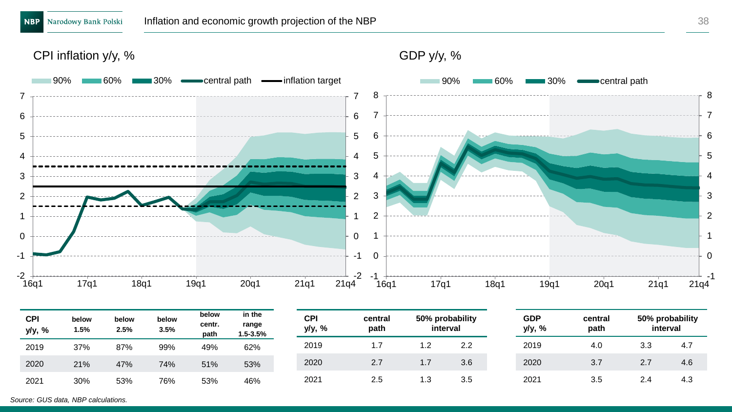CPI inflation y/y, %

GDP y/y, %

| CPI y/y, % | below 1.5% | below 2.5% | below 3.5% | below centr. path | in the range 1.5-3.5% |
|---|---|---|---|---|---|
| 2019 | 37% | 87% | 99% | 49% | 62% |
| 2020 | 21% | 47% | 74% | 51% | 53% |
| 2021 | 30% | 53% | 76% | 53% | 46% |

| CPI y/y, % | central path | 50% probability interval | |
|---|---|---|---|
| 2019 | 1.7 | 1.2 | 2.2 |
| 2020 | 2.7 | 1.7 | 3.6 |
| 2021 | 2.5 | 1.3 | 3.5 |

| GDP y/y, % | central path | 50% probability interval | |
|---|---|---|---|
| 2019 | 4.0 | 3.3 | 4.7 |
| 2020 | 3.7 | 2.7 | 4.6 |
| 2021 | 3.5 | 2.4 | 4.3 |

*Source: GUS data, NBP calculations.*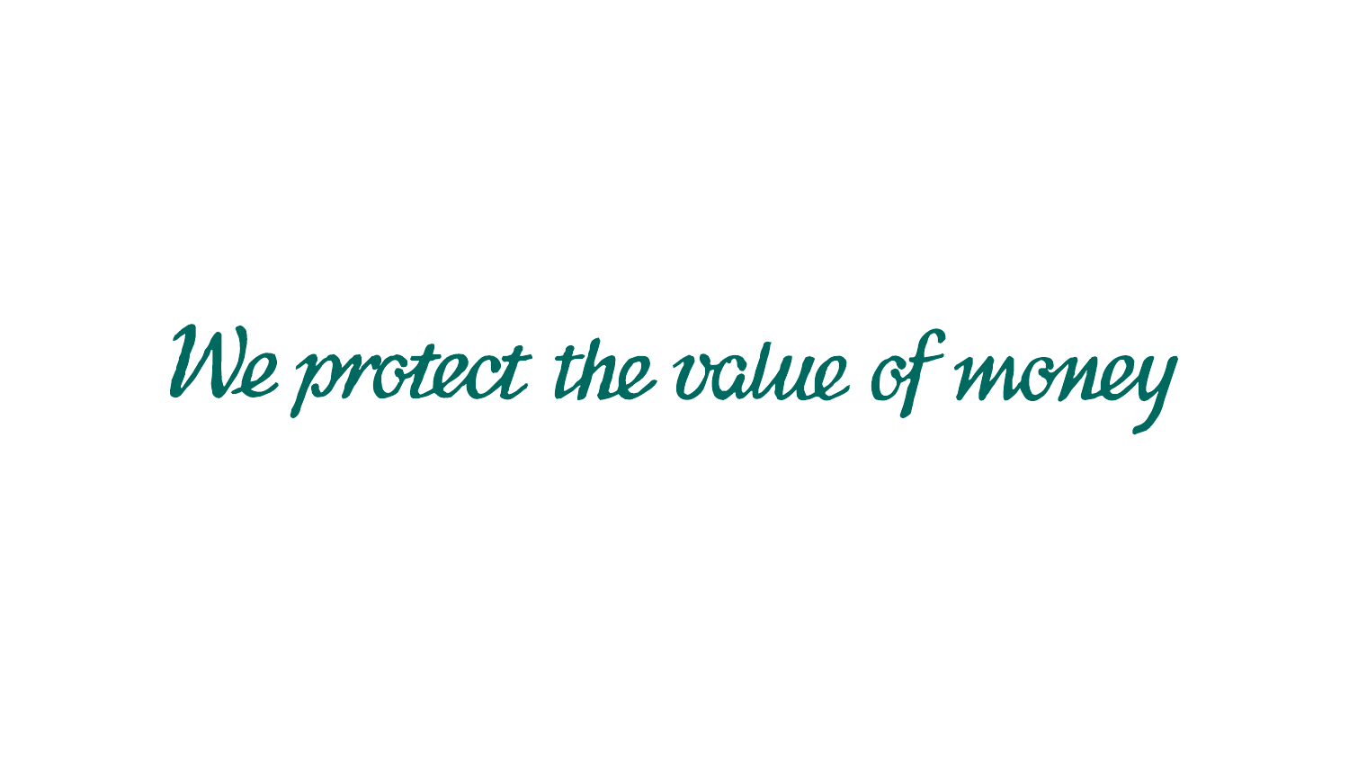*We protect the value of money*